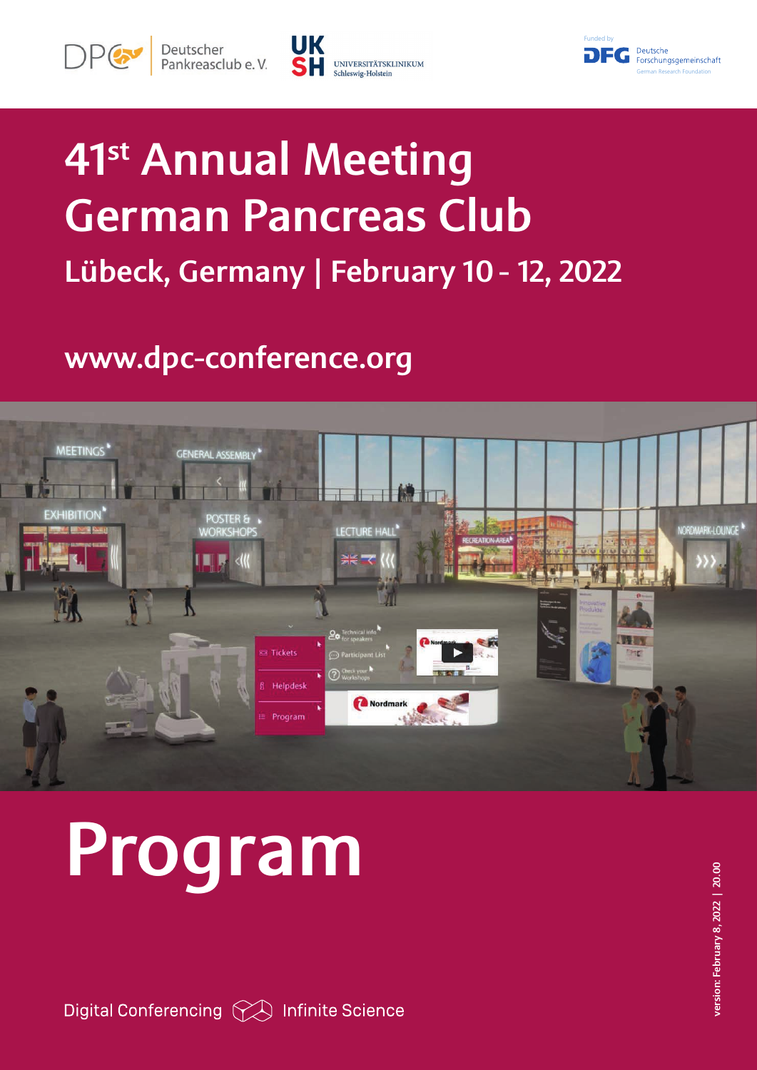Deutscher Pankreasclub e. V.

UK SH UNIVERSITÄTSKLINIKUM Schleswig-Holstein

Funded by DFG Deutsche Forschungsgemeinschaft German Research Foundation

# 41st Annual Meeting German Pancreas Club

## Lübeck, Germany | February 10 - 12, 2022

## www.dpc-conference.org

# Program

version: February 8, 2022 | 20.00

Digital Conferencing Infinite Science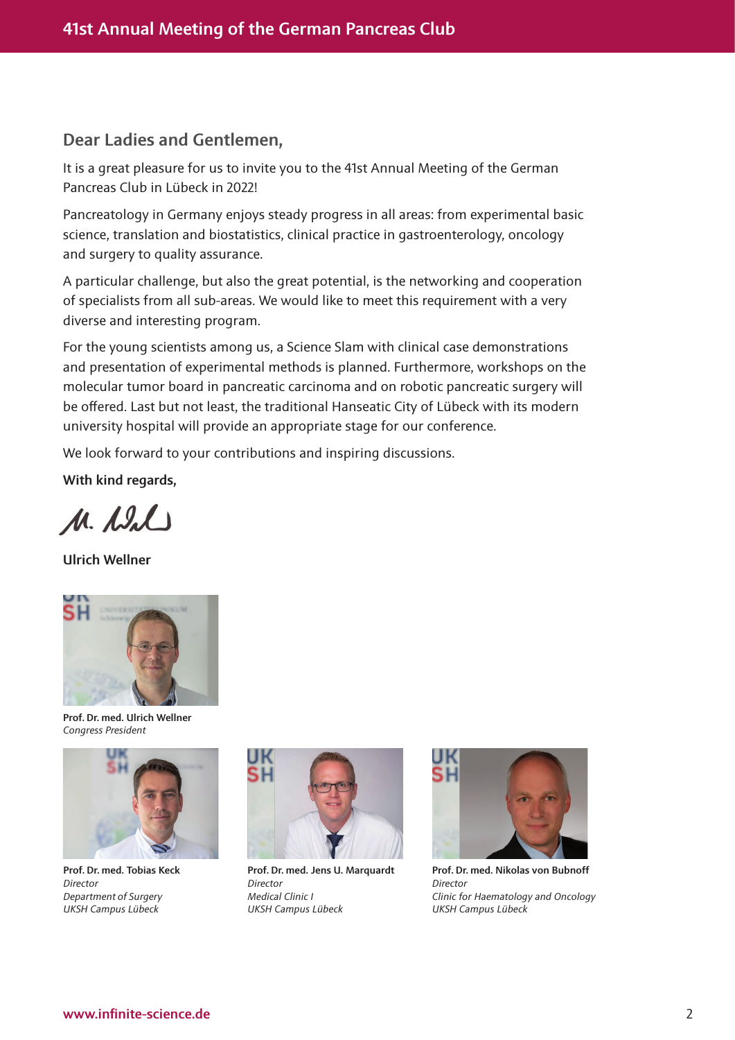## Dear Ladies and Gentlemen,

It is a great pleasure for us to invite you to the 41st Annual Meeting of the German Pancreas Club in Lübeck in 2022!

Pancreatology in Germany enjoys steady progress in all areas: from experimental basic science, translation and biostatistics, clinical practice in gastroenterology, oncology and surgery to quality assurance.

A particular challenge, but also the great potential, is the networking and cooperation of specialists from all sub-areas. We would like to meet this requirement with a very diverse and interesting program.

For the young scientists among us, a Science Slam with clinical case demonstrations and presentation of experimental methods is planned. Furthermore, workshops on the molecular tumor board in pancreatic carcinoma and on robotic pancreatic surgery will be offered. Last but not least, the traditional Hanseatic City of Lübeck with its modern university hospital will provide an appropriate stage for our conference.

We look forward to your contributions and inspiring discussions.

**With kind regards,**

**Ulrich Wellner**

**Prof. Dr. med. Ulrich Wellner**
*Congress President*

**Prof. Dr. med. Tobias Keck**
*Director*
*Department of Surgery*
*UKSH Campus Lübeck*

**Prof. Dr. med. Jens U. Marquardt**
*Director*
*Medical Clinic I*
*UKSH Campus Lübeck*

**Prof. Dr. med. Nikolas von Bubnoff**
*Director*
*Clinic for Haematology and Oncology*
*UKSH Campus Lübeck*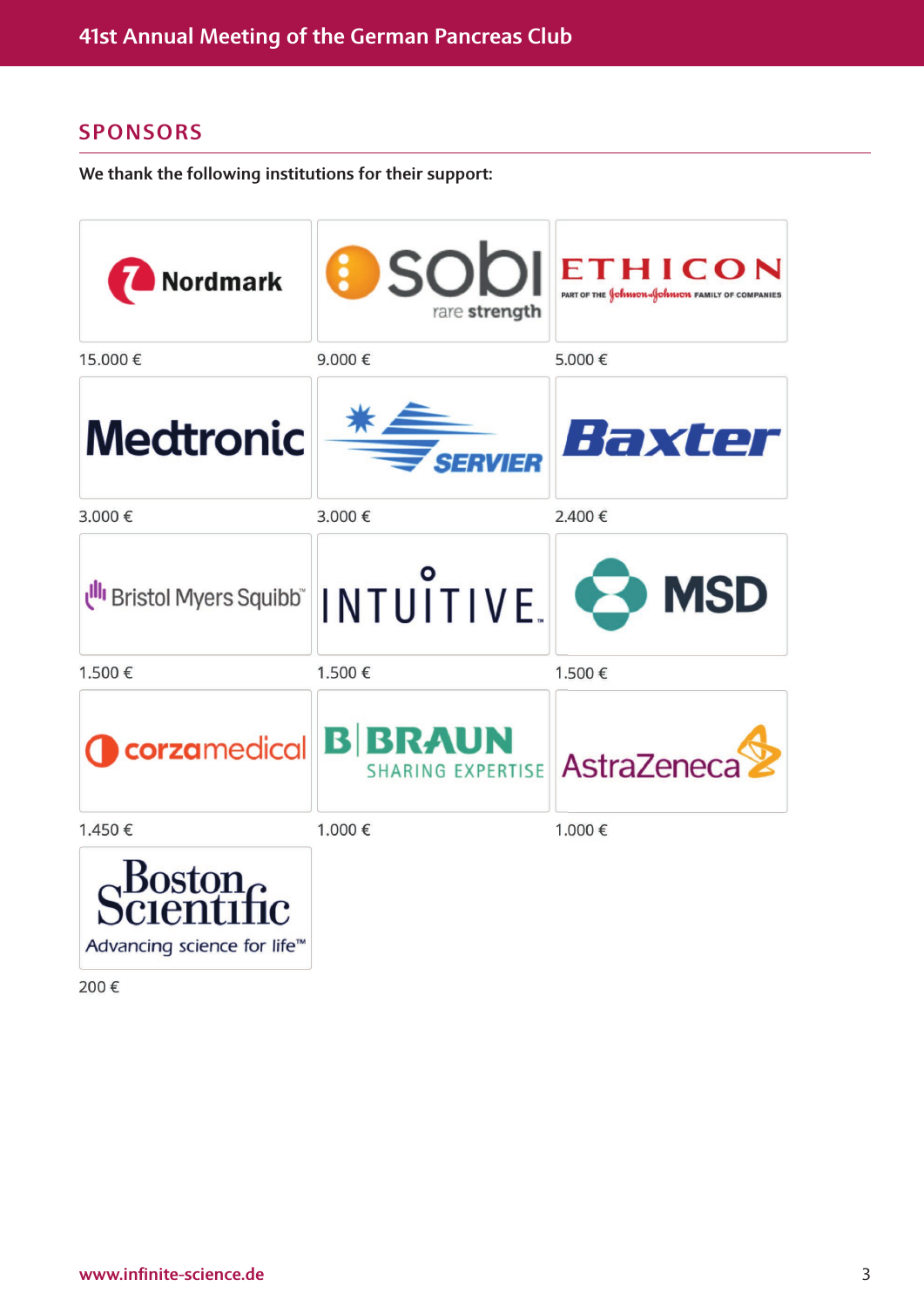## SPONSORS

We thank the following institutions for their support:

| | | |
|---|---|---|
| Nordmark | sobi rare strength | ETHICON PART OF THE Johnson & Johnson FAMILY OF COMPANIES |
| 15.000 € | 9.000 € | 5.000 € |
| Medtronic | SERVIER | Baxter |
| 3.000 € | 3.000 € | 2.400 € |
| Bristol Myers Squibb™ | INTUITIVE | MSD |
| 1.500 € | 1.500 € | 1.500 € |
| corzamedical | B BRAUN SHARING EXPERTISE | AstraZeneca |
| 1.450 € | 1.000 € | 1.000 € |
| Boston Scientific Advancing science for life™ | | |
| 200 € | | |

www.infinite-science.de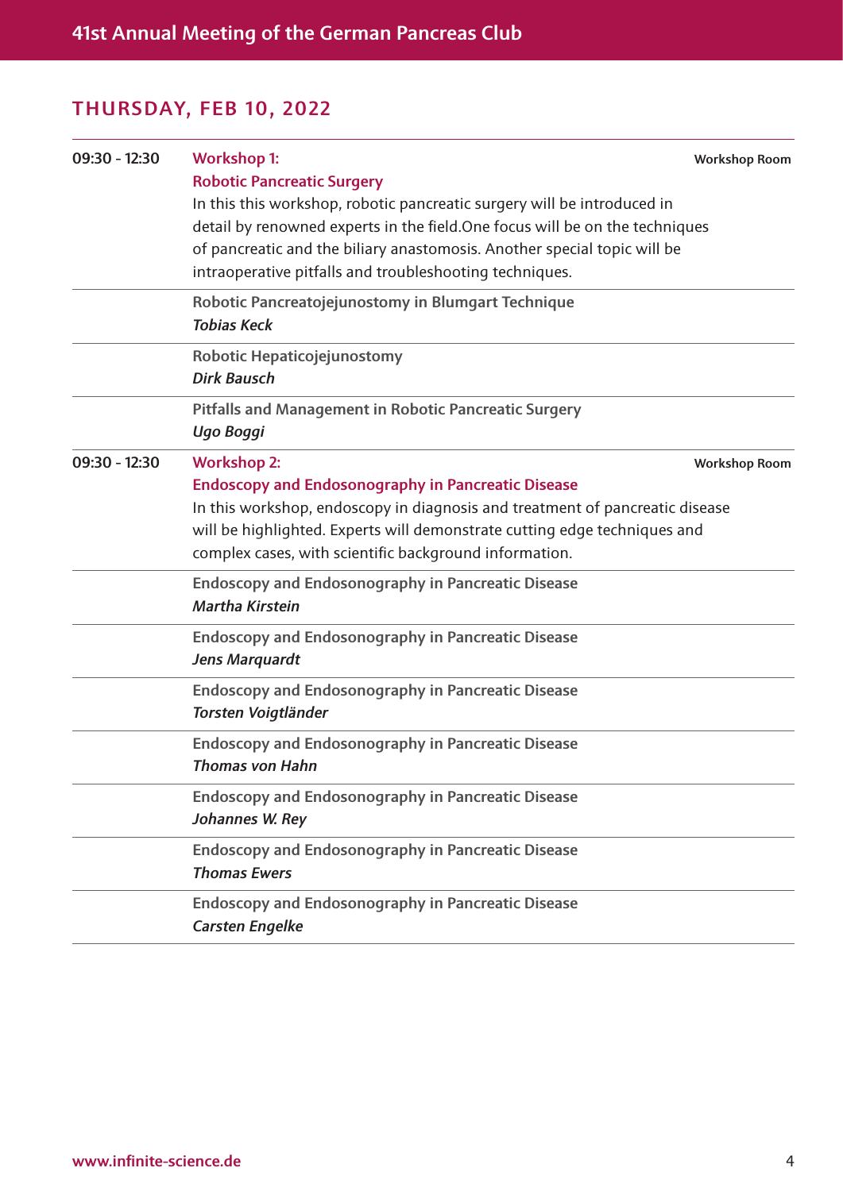## THURSDAY, FEB 10, 2022

**09:30 - 12:30** **Workshop 1:** Workshop Room

**Robotic Pancreatic Surgery**

In this this workshop, robotic pancreatic surgery will be introduced in detail by renowned experts in the field.One focus will be on the techniques of pancreatic and the biliary anastomosis. Another special topic will be intraoperative pitfalls and troubleshooting techniques.

**Robotic Pancreatojejunostomy in Blumgart Technique**
*Tobias Keck*

**Robotic Hepaticojejunostomy**
*Dirk Bausch*

**Pitfalls and Management in Robotic Pancreatic Surgery**
*Ugo Boggi*

**09:30 - 12:30** **Workshop 2:** Workshop Room

**Endoscopy and Endosonography in Pancreatic Disease**

In this workshop, endoscopy in diagnosis and treatment of pancreatic disease will be highlighted. Experts will demonstrate cutting edge techniques and complex cases, with scientific background information.

**Endoscopy and Endosonography in Pancreatic Disease**
*Martha Kirstein*

**Endoscopy and Endosonography in Pancreatic Disease**
*Jens Marquardt*

**Endoscopy and Endosonography in Pancreatic Disease**
*Torsten Voigtländer*

**Endoscopy and Endosonography in Pancreatic Disease**
*Thomas von Hahn*

**Endoscopy and Endosonography in Pancreatic Disease**
*Johannes W. Rey*

**Endoscopy and Endosonography in Pancreatic Disease**
*Thomas Ewers*

**Endoscopy and Endosonography in Pancreatic Disease**
*Carsten Engelke*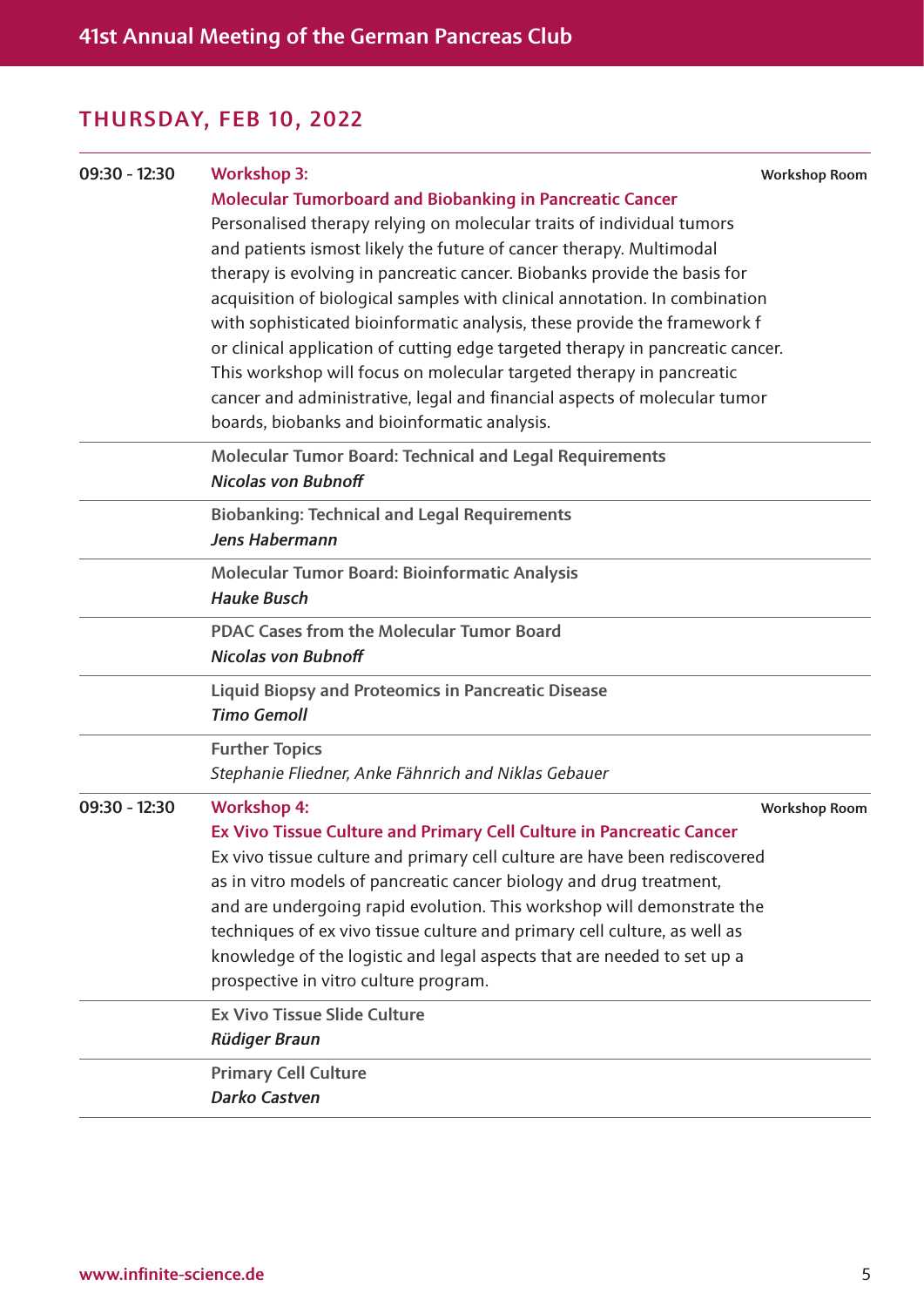## THURSDAY, FEB 10, 2022

**09:30 - 12:30** — Workshop Room

### Workshop 3:
### Molecular Tumorboard and Biobanking in Pancreatic Cancer

Personalised therapy relying on molecular traits of individual tumors and patients ismost likely the future of cancer therapy. Multimodal therapy is evolving in pancreatic cancer. Biobanks provide the basis for acquisition of biological samples with clinical annotation. In combination with sophisticated bioinformatic analysis, these provide the framework f or clinical application of cutting edge targeted therapy in pancreatic cancer. This workshop will focus on molecular targeted therapy in pancreatic cancer and administrative, legal and financial aspects of molecular tumor boards, biobanks and bioinformatic analysis.

**Molecular Tumor Board: Technical and Legal Requirements**
***Nicolas von Bubnoff***

**Biobanking: Technical and Legal Requirements**
***Jens Habermann***

**Molecular Tumor Board: Bioinformatic Analysis**
***Hauke Busch***

**PDAC Cases from the Molecular Tumor Board**
***Nicolas von Bubnoff***

**Liquid Biopsy and Proteomics in Pancreatic Disease**
***Timo Gemoll***

**Further Topics**
*Stephanie Fliedner, Anke Fähnrich and Niklas Gebauer*

**09:30 - 12:30** — Workshop Room

### Workshop 4:
### Ex Vivo Tissue Culture and Primary Cell Culture in Pancreatic Cancer

Ex vivo tissue culture and primary cell culture are have been rediscovered as in vitro models of pancreatic cancer biology and drug treatment, and are undergoing rapid evolution. This workshop will demonstrate the techniques of ex vivo tissue culture and primary cell culture, as well as knowledge of the logistic and legal aspects that are needed to set up a prospective in vitro culture program.

**Ex Vivo Tissue Slide Culture**
***Rüdiger Braun***

**Primary Cell Culture**
***Darko Castven***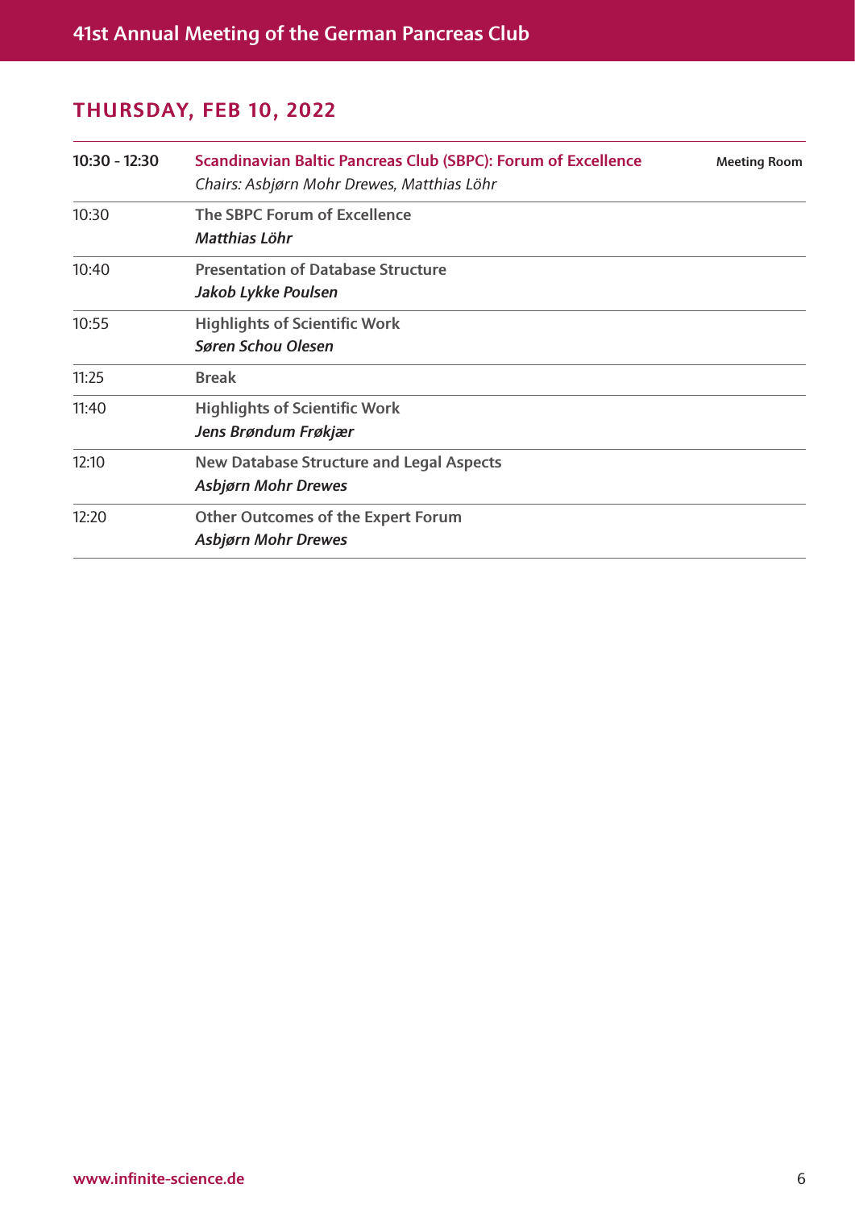## THURSDAY, FEB 10, 2022

| | | |
|---|---|---|
| 10:30 - 12:30 | **Scandinavian Baltic Pancreas Club (SBPC): Forum of Excellence**<br>*Chairs: Asbjørn Mohr Drewes, Matthias Löhr* | Meeting Room |
| 10:30 | **The SBPC Forum of Excellence**<br>***Matthias Löhr*** | |
| 10:40 | **Presentation of Database Structure**<br>***Jakob Lykke Poulsen*** | |
| 10:55 | **Highlights of Scientific Work**<br>***Søren Schou Olesen*** | |
| 11:25 | **Break** | |
| 11:40 | **Highlights of Scientific Work**<br>***Jens Brøndum Frøkjær*** | |
| 12:10 | **New Database Structure and Legal Aspects**<br>***Asbjørn Mohr Drewes*** | |
| 12:20 | **Other Outcomes of the Expert Forum**<br>***Asbjørn Mohr Drewes*** | |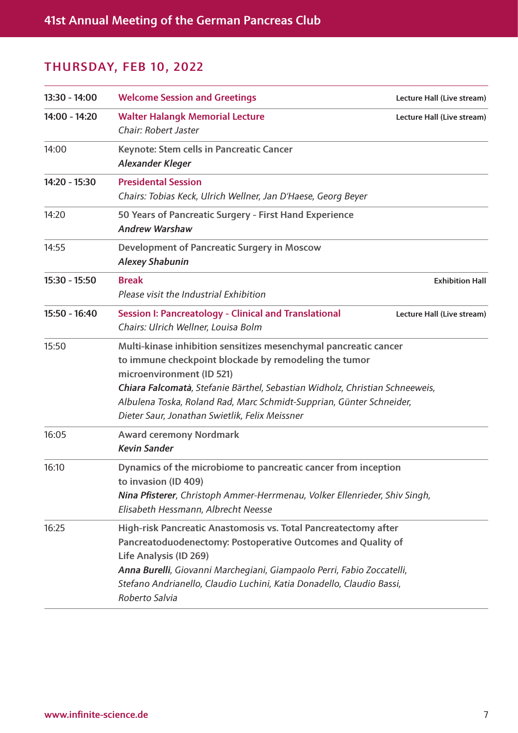## THURSDAY, FEB 10, 2022

| Time | Session | Location |
|---|---|---|
| **13:30 - 14:00** | **Welcome Session and Greetings** | **Lecture Hall (Live stream)** |
| **14:00 - 14:20** | **Walter Halangk Memorial Lecture**<br>*Chair: Robert Jaster* | **Lecture Hall (Live stream)** |
| 14:00 | **Keynote: Stem cells in Pancreatic Cancer**<br>***Alexander Kleger*** | |
| **14:20 - 15:30** | **Presidental Session**<br>*Chairs: Tobias Keck, Ulrich Wellner, Jan D'Haese, Georg Beyer* | |
| 14:20 | **50 Years of Pancreatic Surgery - First Hand Experience**<br>***Andrew Warshaw*** | |
| 14:55 | **Development of Pancreatic Surgery in Moscow**<br>***Alexey Shabunin*** | |
| **15:30 - 15:50** | **Break**<br>*Please visit the Industrial Exhibition* | **Exhibition Hall** |
| **15:50 - 16:40** | **Session I: Pancreatology - Clinical and Translational**<br>*Chairs: Ulrich Wellner, Louisa Bolm* | **Lecture Hall (Live stream)** |
| 15:50 | **Multi-kinase inhibition sensitizes mesenchymal pancreatic cancer to immune checkpoint blockade by remodeling the tumor microenvironment (ID 521)**<br>***Chiara Falcomatà****, Stefanie Bärthel, Sebastian Widholz, Christian Schneeweis, Albulena Toska, Roland Rad, Marc Schmidt-Supprian, Günter Schneider, Dieter Saur, Jonathan Swietlik, Felix Meissner* | |
| 16:05 | **Award ceremony Nordmark**<br>***Kevin Sander*** | |
| 16:10 | **Dynamics of the microbiome to pancreatic cancer from inception to invasion (ID 409)**<br>***Nina Pfisterer****, Christoph Ammer-Herrmenau, Volker Ellenrieder, Shiv Singh, Elisabeth Hessmann, Albrecht Neesse* | |
| 16:25 | **High-risk Pancreatic Anastomosis vs. Total Pancreatectomy after Pancreatoduodenectomy: Postoperative Outcomes and Quality of Life Analysis (ID 269)**<br>***Anna Burelli****, Giovanni Marchegiani, Giampaolo Perri, Fabio Zoccatelli, Stefano Andrianello, Claudio Luchini, Katia Donadello, Claudio Bassi, Roberto Salvia* | |

www.infinite-science.de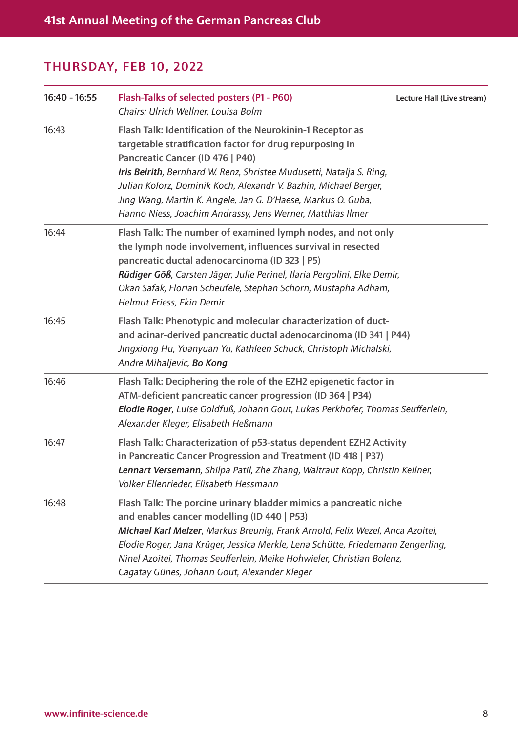## THURSDAY, FEB 10, 2022

| | | |
|---|---|---|
| **16:40 - 16:55** | **Flash-Talks of selected posters (P1 - P60)**<br>*Chairs: Ulrich Wellner, Louisa Bolm* | **Lecture Hall (Live stream)** |
| 16:43 | **Flash Talk: Identification of the Neurokinin-1 Receptor as targetable stratification factor for drug repurposing in Pancreatic Cancer (ID 476 \| P40)**<br>***Iris Beirith****, Bernhard W. Renz, Shristee Mudusetti, Natalja S. Ring, Julian Kolorz, Dominik Koch, Alexandr V. Bazhin, Michael Berger, Jing Wang, Martin K. Angele, Jan G. D'Haese, Markus O. Guba, Hanno Niess, Joachim Andrassy, Jens Werner, Matthias Ilmer* | |
| 16:44 | **Flash Talk: The number of examined lymph nodes, and not only the lymph node involvement, influences survival in resected pancreatic ductal adenocarcinoma (ID 323 \| P5)**<br>***Rüdiger Göß****, Carsten Jäger, Julie Perinel, Ilaria Pergolini, Elke Demir, Okan Safak, Florian Scheufele, Stephan Schorn, Mustapha Adham, Helmut Friess, Ekin Demir* | |
| 16:45 | **Flash Talk: Phenotypic and molecular characterization of duct- and acinar-derived pancreatic ductal adenocarcinoma (ID 341 \| P44)**<br>*Jingxiong Hu, Yuanyuan Yu, Kathleen Schuck, Christoph Michalski, Andre Mihaljevic,* ***Bo Kong*** | |
| 16:46 | **Flash Talk: Deciphering the role of the EZH2 epigenetic factor in ATM-deficient pancreatic cancer progression (ID 364 \| P34)**<br>***Elodie Roger****, Luise Goldfuß, Johann Gout, Lukas Perkhofer, Thomas Seufferlein, Alexander Kleger, Elisabeth Heßmann* | |
| 16:47 | **Flash Talk: Characterization of p53-status dependent EZH2 Activity in Pancreatic Cancer Progression and Treatment (ID 418 \| P37)**<br>***Lennart Versemann****, Shilpa Patil, Zhe Zhang, Waltraut Kopp, Christin Kellner, Volker Ellenrieder, Elisabeth Hessmann* | |
| 16:48 | **Flash Talk: The porcine urinary bladder mimics a pancreatic niche and enables cancer modelling (ID 440 \| P53)**<br>***Michael Karl Melzer****, Markus Breunig, Frank Arnold, Felix Wezel, Anca Azoitei, Elodie Roger, Jana Krüger, Jessica Merkle, Lena Schütte, Friedemann Zengerling, Ninel Azoitei, Thomas Seufferlein, Meike Hohwieler, Christian Bolenz, Cagatay Günes, Johann Gout, Alexander Kleger* | |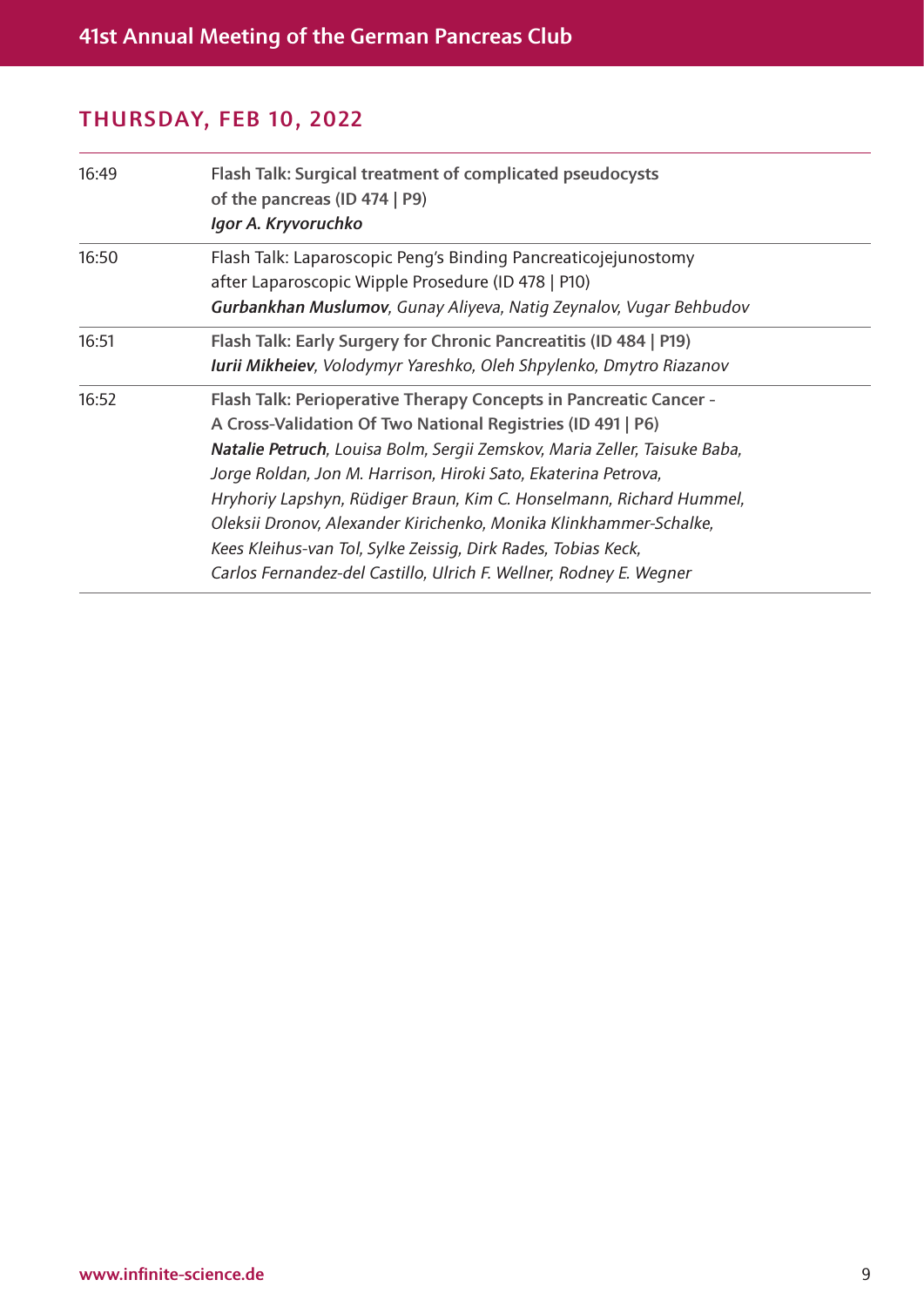## THURSDAY, FEB 10, 2022

| | |
|---|---|
| 16:49 | **Flash Talk: Surgical treatment of complicated pseudocysts of the pancreas (ID 474 \| P9)**<br>***Igor A. Kryvoruchko*** |
| 16:50 | Flash Talk: Laparoscopic Peng's Binding Pancreaticojejunostomy after Laparoscopic Wipple Prosedure (ID 478 \| P10)<br>***Gurbankhan Muslumov***, *Gunay Aliyeva, Natig Zeynalov, Vugar Behbudov* |
| 16:51 | **Flash Talk: Early Surgery for Chronic Pancreatitis (ID 484 \| P19)**<br>***Iurii Mikheiev***, *Volodymyr Yareshko, Oleh Shpylenko, Dmytro Riazanov* |
| 16:52 | **Flash Talk: Perioperative Therapy Concepts in Pancreatic Cancer - A Cross-Validation Of Two National Registries (ID 491 \| P6)**<br>***Natalie Petruch***, *Louisa Bolm, Sergii Zemskov, Maria Zeller, Taisuke Baba, Jorge Roldan, Jon M. Harrison, Hiroki Sato, Ekaterina Petrova, Hryhoriy Lapshyn, Rüdiger Braun, Kim C. Honselmann, Richard Hummel, Oleksii Dronov, Alexander Kirichenko, Monika Klinkhammer-Schalke, Kees Kleihus-van Tol, Sylke Zeissig, Dirk Rades, Tobias Keck, Carlos Fernandez-del Castillo, Ulrich F. Wellner, Rodney E. Wegner* |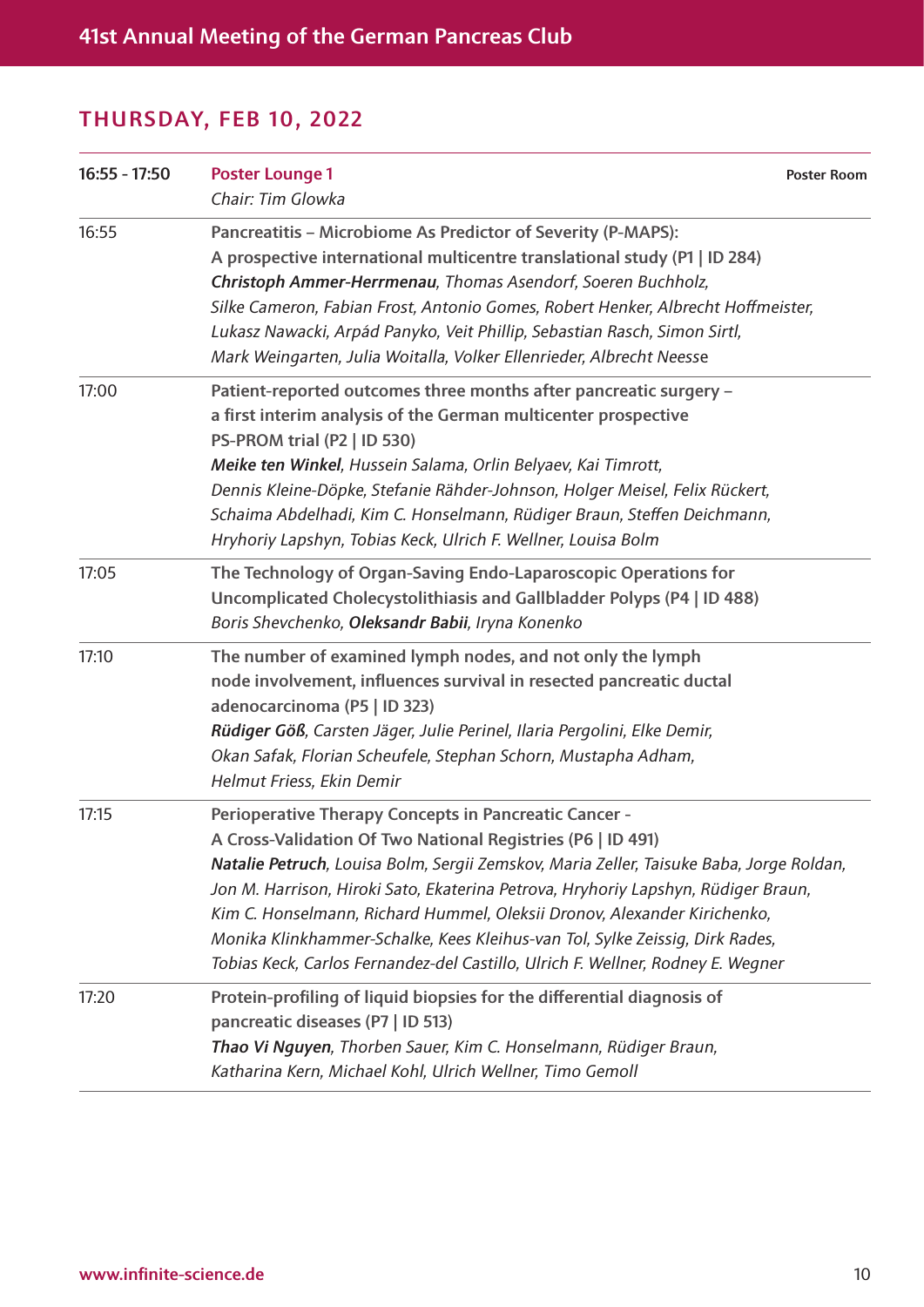## THURSDAY, FEB 10, 2022

| | | |
|---|---|---|
| **16:55 - 17:50** | **Poster Lounge 1**<br>*Chair: Tim Glowka* | **Poster Room** |
| 16:55 | **Pancreatitis – Microbiome As Predictor of Severity (P-MAPS): A prospective international multicentre translational study (P1 \| ID 284)**<br>***Christoph Ammer-Herrmenau****, Thomas Asendorf, Soeren Buchholz, Silke Cameron, Fabian Frost, Antonio Gomes, Robert Henker, Albrecht Hoffmeister, Lukasz Nawacki, Arpád Panyko, Veit Phillip, Sebastian Rasch, Simon Sirtl, Mark Weingarten, Julia Woitalla, Volker Ellenrieder, Albrecht Neesse* | |
| 17:00 | **Patient-reported outcomes three months after pancreatic surgery – a first interim analysis of the German multicenter prospective PS-PROM trial (P2 \| ID 530)**<br>***Meike ten Winkel****, Hussein Salama, Orlin Belyaev, Kai Timrott, Dennis Kleine-Döpke, Stefanie Rähder-Johnson, Holger Meisel, Felix Rückert, Schaima Abdelhadi, Kim C. Honselmann, Rüdiger Braun, Steffen Deichmann, Hryhoriy Lapshyn, Tobias Keck, Ulrich F. Wellner, Louisa Bolm* | |
| 17:05 | **The Technology of Organ-Saving Endo-Laparoscopic Operations for Uncomplicated Cholecystolithiasis and Gallbladder Polyps (P4 \| ID 488)**<br>*Boris Shevchenko,* ***Oleksandr Babii****, Iryna Konenko* | |
| 17:10 | **The number of examined lymph nodes, and not only the lymph node involvement, influences survival in resected pancreatic ductal adenocarcinoma (P5 \| ID 323)**<br>***Rüdiger Göß****, Carsten Jäger, Julie Perinel, Ilaria Pergolini, Elke Demir, Okan Safak, Florian Scheufele, Stephan Schorn, Mustapha Adham, Helmut Friess, Ekin Demir* | |
| 17:15 | **Perioperative Therapy Concepts in Pancreatic Cancer - A Cross-Validation Of Two National Registries (P6 \| ID 491)**<br>***Natalie Petruch****, Louisa Bolm, Sergii Zemskov, Maria Zeller, Taisuke Baba, Jorge Roldan, Jon M. Harrison, Hiroki Sato, Ekaterina Petrova, Hryhoriy Lapshyn, Rüdiger Braun, Kim C. Honselmann, Richard Hummel, Oleksii Dronov, Alexander Kirichenko, Monika Klinkhammer-Schalke, Kees Kleihus-van Tol, Sylke Zeissig, Dirk Rades, Tobias Keck, Carlos Fernandez-del Castillo, Ulrich F. Wellner, Rodney E. Wegner* | |
| 17:20 | **Protein-profiling of liquid biopsies for the differential diagnosis of pancreatic diseases (P7 \| ID 513)**<br>***Thao Vi Nguyen****, Thorben Sauer, Kim C. Honselmann, Rüdiger Braun, Katharina Kern, Michael Kohl, Ulrich Wellner, Timo Gemoll* | |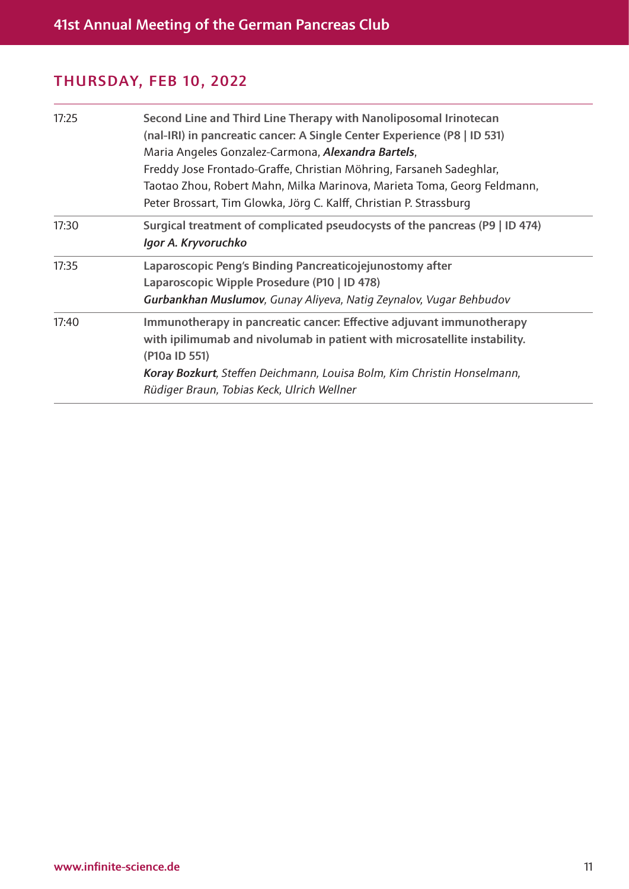## THURSDAY, FEB 10, 2022

| | |
|---|---|
| 17:25 | **Second Line and Third Line Therapy with Nanoliposomal Irinotecan (nal-IRI) in pancreatic cancer: A Single Center Experience (P8 \| ID 531)**<br>Maria Angeles Gonzalez-Carmona, ***Alexandra Bartels***, Freddy Jose Frontado-Graffe, Christian Möhring, Farsaneh Sadeghlar, Taotao Zhou, Robert Mahn, Milka Marinova, Marieta Toma, Georg Feldmann, Peter Brossart, Tim Glowka, Jörg C. Kalff, Christian P. Strassburg |
| 17:30 | **Surgical treatment of complicated pseudocysts of the pancreas (P9 \| ID 474)**<br>***Igor A. Kryvoruchko*** |
| 17:35 | **Laparoscopic Peng's Binding Pancreaticojejunostomy after Laparoscopic Wipple Prosedure (P10 \| ID 478)**<br>***Gurbankhan Muslumov***, *Gunay Aliyeva, Natig Zeynalov, Vugar Behbudov* |
| 17:40 | **Immunotherapy in pancreatic cancer: Effective adjuvant immunotherapy with ipilimumab and nivolumab in patient with microsatellite instability. (P10a ID 551)**<br>***Koray Bozkurt***, *Steffen Deichmann, Louisa Bolm, Kim Christin Honselmann, Rüdiger Braun, Tobias Keck, Ulrich Wellner* |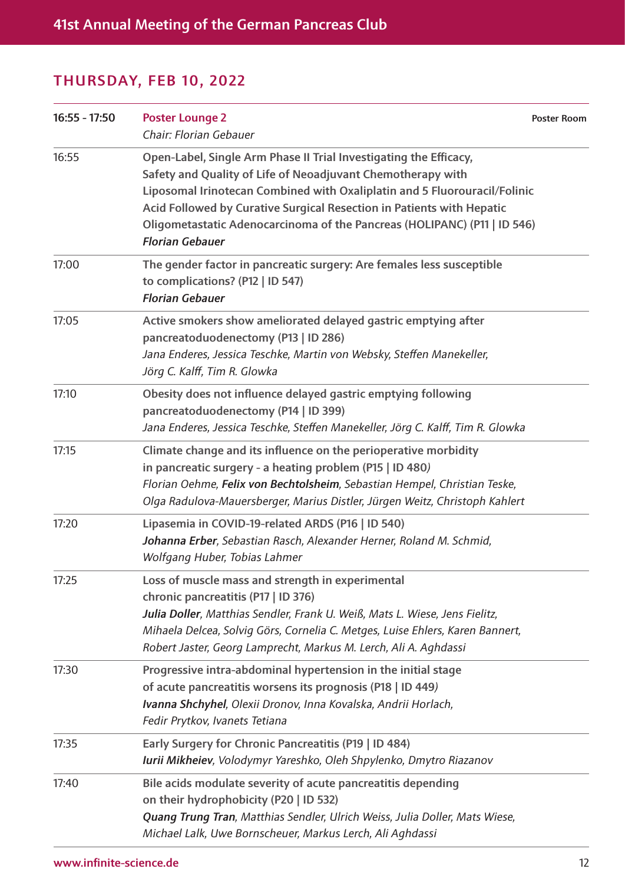## THURSDAY, FEB 10, 2022

| | | |
|---|---|---|
| 16:55 - 17:50 | **Poster Lounge 2**<br>*Chair: Florian Gebauer* | Poster Room |
| 16:55 | **Open-Label, Single Arm Phase II Trial Investigating the Efficacy, Safety and Quality of Life of Neoadjuvant Chemotherapy with Liposomal Irinotecan Combined with Oxaliplatin and 5 Fluorouracil/Folinic Acid Followed by Curative Surgical Resection in Patients with Hepatic Oligometastatic Adenocarcinoma of the Pancreas (HOLIPANC) (P11 \| ID 546)**<br>***Florian Gebauer*** | |
| 17:00 | **The gender factor in pancreatic surgery: Are females less susceptible to complications? (P12 \| ID 547)**<br>***Florian Gebauer*** | |
| 17:05 | **Active smokers show ameliorated delayed gastric emptying after pancreatoduodenectomy (P13 \| ID 286)**<br>*Jana Enderes, Jessica Teschke, Martin von Websky, Steffen Manekeller, Jörg C. Kalff, Tim R. Glowka* | |
| 17:10 | **Obesity does not influence delayed gastric emptying following pancreatoduodenectomy (P14 \| ID 399)**<br>*Jana Enderes, Jessica Teschke, Steffen Manekeller, Jörg C. Kalff, Tim R. Glowka* | |
| 17:15 | **Climate change and its influence on the perioperative morbidity in pancreatic surgery - a heating problem (P15 \| ID 480)**<br>*Florian Oehme, **Felix von Bechtolsheim**, Sebastian Hempel, Christian Teske, Olga Radulova-Mauersberger, Marius Distler, Jürgen Weitz, Christoph Kahlert* | |
| 17:20 | **Lipasemia in COVID-19-related ARDS (P16 \| ID 540)**<br>***Johanna Erber**, Sebastian Rasch, Alexander Herner, Roland M. Schmid, Wolfgang Huber, Tobias Lahmer* | |
| 17:25 | **Loss of muscle mass and strength in experimental chronic pancreatitis (P17 \| ID 376)**<br>***Julia Doller**, Matthias Sendler, Frank U. Weiß, Mats L. Wiese, Jens Fielitz, Mihaela Delcea, Solvig Görs, Cornelia C. Metges, Luise Ehlers, Karen Bannert, Robert Jaster, Georg Lamprecht, Markus M. Lerch, Ali A. Aghdassi* | |
| 17:30 | **Progressive intra-abdominal hypertension in the initial stage of acute pancreatitis worsens its prognosis (P18 \| ID 449)**<br>***Ivanna Shchyhel**, Olexii Dronov, Inna Kovalska, Andrii Horlach, Fedir Prytkov, Ivanets Tetiana* | |
| 17:35 | **Early Surgery for Chronic Pancreatitis (P19 \| ID 484)**<br>***Iurii Mikheiev**, Volodymyr Yareshko, Oleh Shpylenko, Dmytro Riazanov* | |
| 17:40 | **Bile acids modulate severity of acute pancreatitis depending on their hydrophobicity (P20 \| ID 532)**<br>***Quang Trung Tran**, Matthias Sendler, Ulrich Weiss, Julia Doller, Mats Wiese, Michael Lalk, Uwe Bornscheuer, Markus Lerch, Ali Aghdassi* | |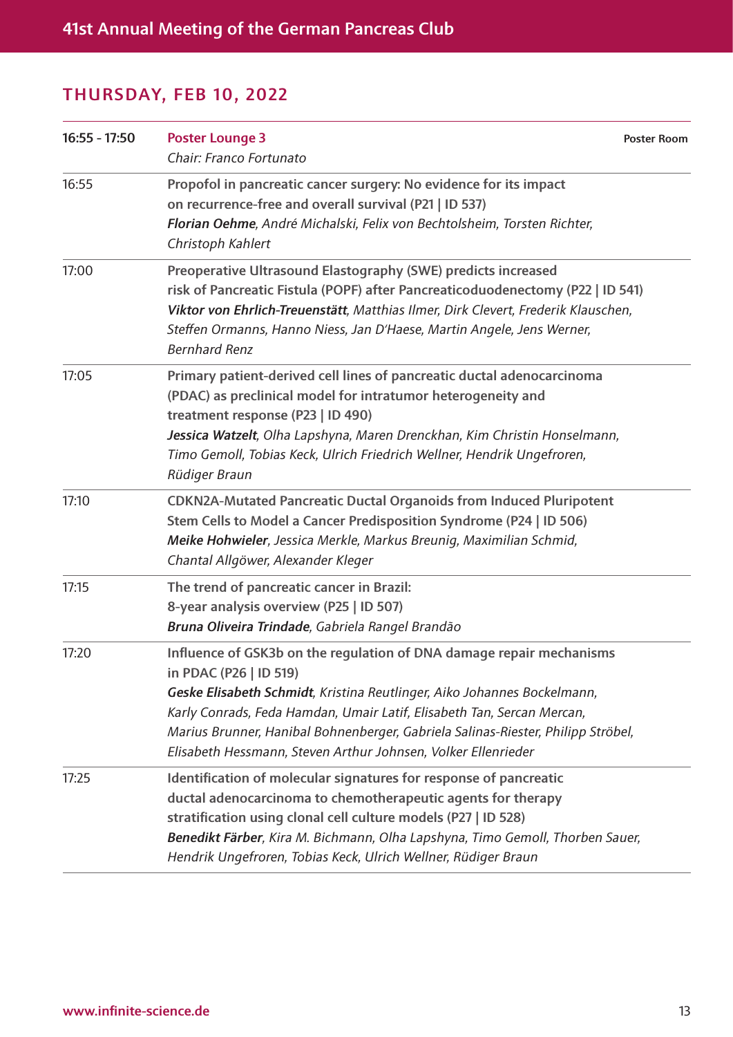## THURSDAY, FEB 10, 2022

| | | |
|---|---|---|
| 16:55 - 17:50 | **Poster Lounge 3**<br>*Chair: Franco Fortunato* | Poster Room |
| 16:55 | **Propofol in pancreatic cancer surgery: No evidence for its impact on recurrence-free and overall survival (P21 \| ID 537)**<br>***Florian Oehme***, *André Michalski, Felix von Bechtolsheim, Torsten Richter, Christoph Kahlert* | |
| 17:00 | **Preoperative Ultrasound Elastography (SWE) predicts increased risk of Pancreatic Fistula (POPF) after Pancreaticoduodenectomy (P22 \| ID 541)**<br>***Viktor von Ehrlich-Treuenstätt***, *Matthias Ilmer, Dirk Clevert, Frederik Klauschen, Steffen Ormanns, Hanno Niess, Jan D'Haese, Martin Angele, Jens Werner, Bernhard Renz* | |
| 17:05 | **Primary patient-derived cell lines of pancreatic ductal adenocarcinoma (PDAC) as preclinical model for intratumor heterogeneity and treatment response (P23 \| ID 490)**<br>***Jessica Watzelt***, *Olha Lapshyna, Maren Drenckhan, Kim Christin Honselmann, Timo Gemoll, Tobias Keck, Ulrich Friedrich Wellner, Hendrik Ungefroren, Rüdiger Braun* | |
| 17:10 | **CDKN2A-Mutated Pancreatic Ductal Organoids from Induced Pluripotent Stem Cells to Model a Cancer Predisposition Syndrome (P24 \| ID 506)**<br>***Meike Hohwieler***, *Jessica Merkle, Markus Breunig, Maximilian Schmid, Chantal Allgöwer, Alexander Kleger* | |
| 17:15 | **The trend of pancreatic cancer in Brazil: 8-year analysis overview (P25 \| ID 507)**<br>***Bruna Oliveira Trindade***, *Gabriela Rangel Brandão* | |
| 17:20 | **Influence of GSK3b on the regulation of DNA damage repair mechanisms in PDAC (P26 \| ID 519)**<br>***Geske Elisabeth Schmidt***, *Kristina Reutlinger, Aiko Johannes Bockelmann, Karly Conrads, Feda Hamdan, Umair Latif, Elisabeth Tan, Sercan Mercan, Marius Brunner, Hanibal Bohnenberger, Gabriela Salinas-Riester, Philipp Ströbel, Elisabeth Hessmann, Steven Arthur Johnsen, Volker Ellenrieder* | |
| 17:25 | **Identification of molecular signatures for response of pancreatic ductal adenocarcinoma to chemotherapeutic agents for therapy stratification using clonal cell culture models (P27 \| ID 528)**<br>***Benedikt Färber***, *Kira M. Bichmann, Olha Lapshyna, Timo Gemoll, Thorben Sauer, Hendrik Ungefroren, Tobias Keck, Ulrich Wellner, Rüdiger Braun* | |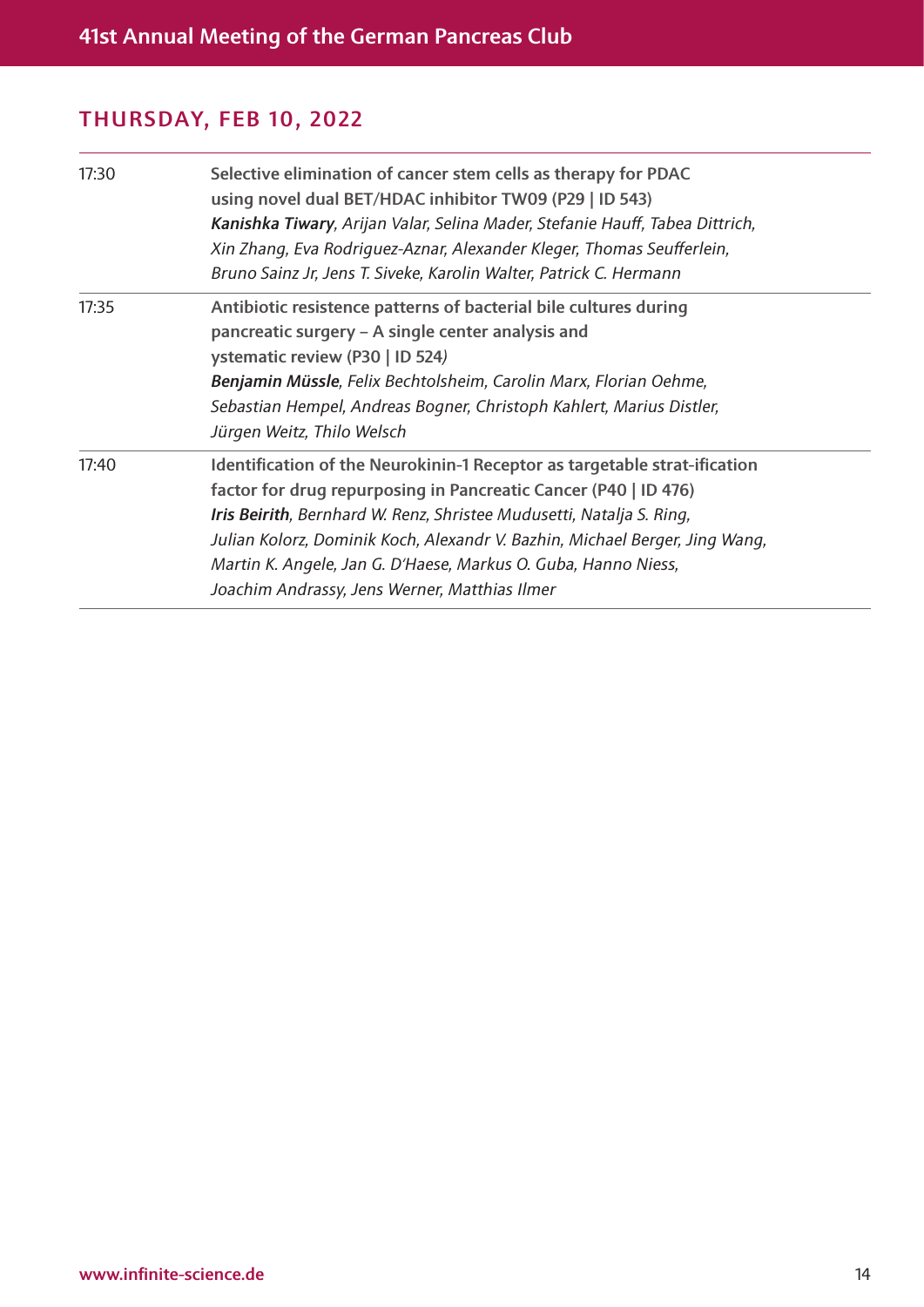## THURSDAY, FEB 10, 2022

| | |
|---|---|
| 17:30 | **Selective elimination of cancer stem cells as therapy for PDAC using novel dual BET/HDAC inhibitor TW09 (P29 \| ID 543)**<br>***Kanishka Tiwary***, *Arijan Valar, Selina Mader, Stefanie Hauff, Tabea Dittrich, Xin Zhang, Eva Rodriguez-Aznar, Alexander Kleger, Thomas Seufferlein, Bruno Sainz Jr, Jens T. Siveke, Karolin Walter, Patrick C. Hermann* |
| 17:35 | **Antibiotic resistence patterns of bacterial bile cultures during pancreatic surgery – A single center analysis and ystematic review (P30 \| ID 524)**<br>***Benjamin Müssle***, *Felix Bechtolsheim, Carolin Marx, Florian Oehme, Sebastian Hempel, Andreas Bogner, Christoph Kahlert, Marius Distler, Jürgen Weitz, Thilo Welsch* |
| 17:40 | **Identification of the Neurokinin-1 Receptor as targetable strat-ification factor for drug repurposing in Pancreatic Cancer (P40 \| ID 476)**<br>***Iris Beirith***, *Bernhard W. Renz, Shristee Mudusetti, Natalja S. Ring, Julian Kolorz, Dominik Koch, Alexandr V. Bazhin, Michael Berger, Jing Wang, Martin K. Angele, Jan G. D'Haese, Markus O. Guba, Hanno Niess, Joachim Andrassy, Jens Werner, Matthias Ilmer* |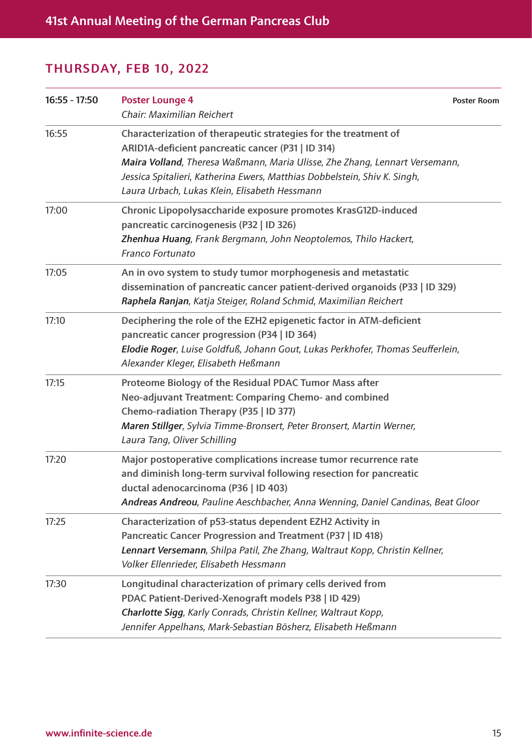## THURSDAY, FEB 10, 2022

| | | |
|---|---|---|
| 16:55 - 17:50 | **Poster Lounge 4**<br>*Chair: Maximilian Reichert* | **Poster Room** |
| 16:55 | **Characterization of therapeutic strategies for the treatment of ARID1A-deficient pancreatic cancer (P31 \| ID 314)**<br>***Maira Volland***, *Theresa Waßmann, Maria Ulisse, Zhe Zhang, Lennart Versemann, Jessica Spitalieri, Katherina Ewers, Matthias Dobbelstein, Shiv K. Singh, Laura Urbach, Lukas Klein, Elisabeth Hessmann* | |
| 17:00 | **Chronic Lipopolysaccharide exposure promotes KrasG12D-induced pancreatic carcinogenesis (P32 \| ID 326)**<br>***Zhenhua Huang***, *Frank Bergmann, John Neoptolemos, Thilo Hackert, Franco Fortunato* | |
| 17:05 | **An in ovo system to study tumor morphogenesis and metastatic dissemination of pancreatic cancer patient-derived organoids (P33 \| ID 329)**<br>***Raphela Ranjan***, *Katja Steiger, Roland Schmid, Maximilian Reichert* | |
| 17:10 | **Deciphering the role of the EZH2 epigenetic factor in ATM-deficient pancreatic cancer progression (P34 \| ID 364)**<br>***Elodie Roger***, *Luise Goldfuß, Johann Gout, Lukas Perkhofer, Thomas Seufferlein, Alexander Kleger, Elisabeth Heßmann* | |
| 17:15 | **Proteome Biology of the Residual PDAC Tumor Mass after Neo-adjuvant Treatment: Comparing Chemo- and combined Chemo-radiation Therapy (P35 \| ID 377)**<br>***Maren Stillger***, *Sylvia Timme-Bronsert, Peter Bronsert, Martin Werner, Laura Tang, Oliver Schilling* | |
| 17:20 | **Major postoperative complications increase tumor recurrence rate and diminish long-term survival following resection for pancreatic ductal adenocarcinoma (P36 \| ID 403)**<br>***Andreas Andreou***, *Pauline Aeschbacher, Anna Wenning, Daniel Candinas, Beat Gloor* | |
| 17:25 | **Characterization of p53-status dependent EZH2 Activity in Pancreatic Cancer Progression and Treatment (P37 \| ID 418)**<br>***Lennart Versemann***, *Shilpa Patil, Zhe Zhang, Waltraut Kopp, Christin Kellner, Volker Ellenrieder, Elisabeth Hessmann* | |
| 17:30 | **Longitudinal characterization of primary cells derived from PDAC Patient-Derived-Xenograft models P38 \| ID 429)**<br>***Charlotte Sigg***, *Karly Conrads, Christin Kellner, Waltraut Kopp, Jennifer Appelhans, Mark-Sebastian Bösherz, Elisabeth Heßmann* | |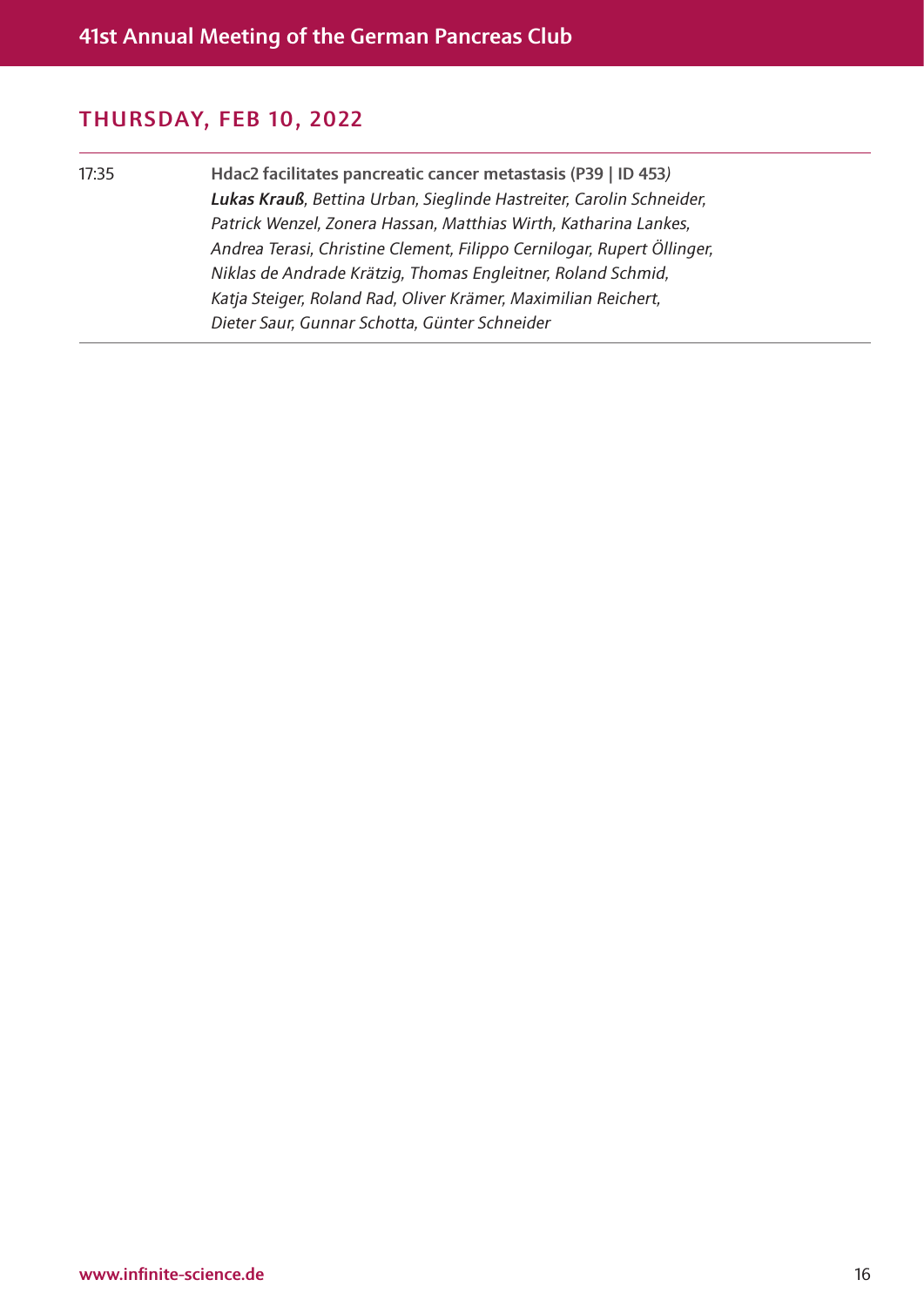## THURSDAY, FEB 10, 2022

| | |
|---|---|
| 17:35 | **Hdac2 facilitates pancreatic cancer metastasis (P39 \| ID 453)**<br>***Lukas Krauß***, *Bettina Urban, Sieglinde Hastreiter, Carolin Schneider, Patrick Wenzel, Zonera Hassan, Matthias Wirth, Katharina Lankes, Andrea Terasi, Christine Clement, Filippo Cernilogar, Rupert Öllinger, Niklas de Andrade Krätzig, Thomas Engleitner, Roland Schmid, Katja Steiger, Roland Rad, Oliver Krämer, Maximilian Reichert, Dieter Saur, Gunnar Schotta, Günter Schneider* |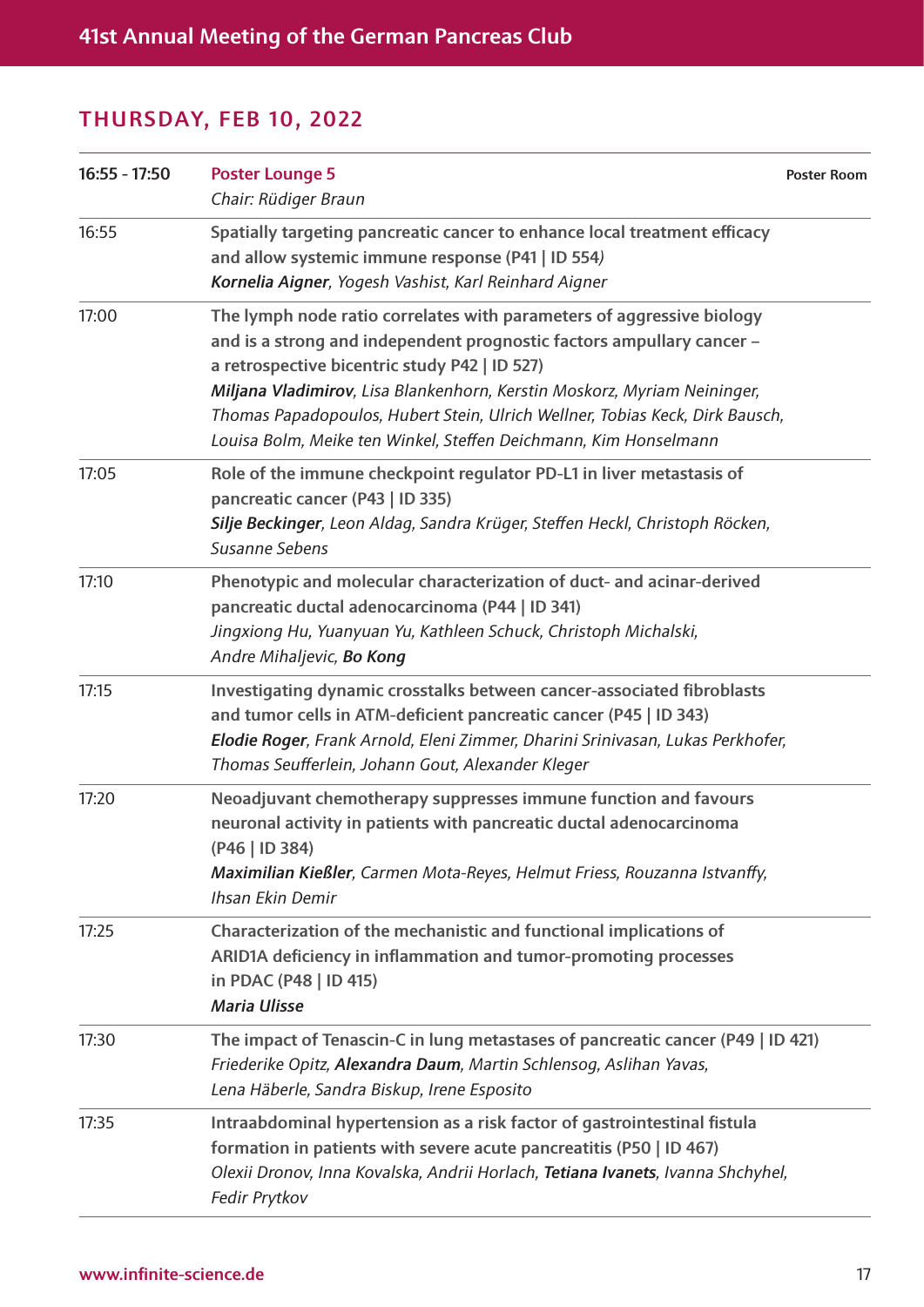## THURSDAY, FEB 10, 2022

| | | |
|---|---|---|
| 16:55 - 17:50 | **Poster Lounge 5**<br>*Chair: Rüdiger Braun* | Poster Room |
| 16:55 | **Spatially targeting pancreatic cancer to enhance local treatment efficacy and allow systemic immune response (P41 \| ID 554)**<br>***Kornelia Aigner****, Yogesh Vashist, Karl Reinhard Aigner* | |
| 17:00 | **The lymph node ratio correlates with parameters of aggressive biology and is a strong and independent prognostic factors ampullary cancer – a retrospective bicentric study P42 \| ID 527)**<br>***Miljana Vladimirov****, Lisa Blankenhorn, Kerstin Moskorz, Myriam Neininger, Thomas Papadopoulos, Hubert Stein, Ulrich Wellner, Tobias Keck, Dirk Bausch, Louisa Bolm, Meike ten Winkel, Steffen Deichmann, Kim Honselmann* | |
| 17:05 | **Role of the immune checkpoint regulator PD-L1 in liver metastasis of pancreatic cancer (P43 \| ID 335)**<br>***Silje Beckinger****, Leon Aldag, Sandra Krüger, Steffen Heckl, Christoph Röcken, Susanne Sebens* | |
| 17:10 | **Phenotypic and molecular characterization of duct- and acinar-derived pancreatic ductal adenocarcinoma (P44 \| ID 341)**<br>*Jingxiong Hu, Yuanyuan Yu, Kathleen Schuck, Christoph Michalski, Andre Mihaljevic,* ***Bo Kong*** | |
| 17:15 | **Investigating dynamic crosstalks between cancer-associated fibroblasts and tumor cells in ATM-deficient pancreatic cancer (P45 \| ID 343)**<br>***Elodie Roger****, Frank Arnold, Eleni Zimmer, Dharini Srinivasan, Lukas Perkhofer, Thomas Seufferlein, Johann Gout, Alexander Kleger* | |
| 17:20 | **Neoadjuvant chemotherapy suppresses immune function and favours neuronal activity in patients with pancreatic ductal adenocarcinoma (P46 \| ID 384)**<br>***Maximilian Kießler****, Carmen Mota-Reyes, Helmut Friess, Rouzanna Istvanffy, Ihsan Ekin Demir* | |
| 17:25 | **Characterization of the mechanistic and functional implications of ARID1A deficiency in inflammation and tumor-promoting processes in PDAC (P48 \| ID 415)**<br>***Maria Ulisse*** | |
| 17:30 | **The impact of Tenascin-C in lung metastases of pancreatic cancer (P49 \| ID 421)**<br>*Friederike Opitz,* ***Alexandra Daum****, Martin Schlensog, Aslihan Yavas, Lena Häberle, Sandra Biskup, Irene Esposito* | |
| 17:35 | **Intraabdominal hypertension as a risk factor of gastrointestinal fistula formation in patients with severe acute pancreatitis (P50 \| ID 467)**<br>*Olexii Dronov, Inna Kovalska, Andrii Horlach,* ***Tetiana Ivanets****, Ivanna Shchyhel, Fedir Prytkov* | |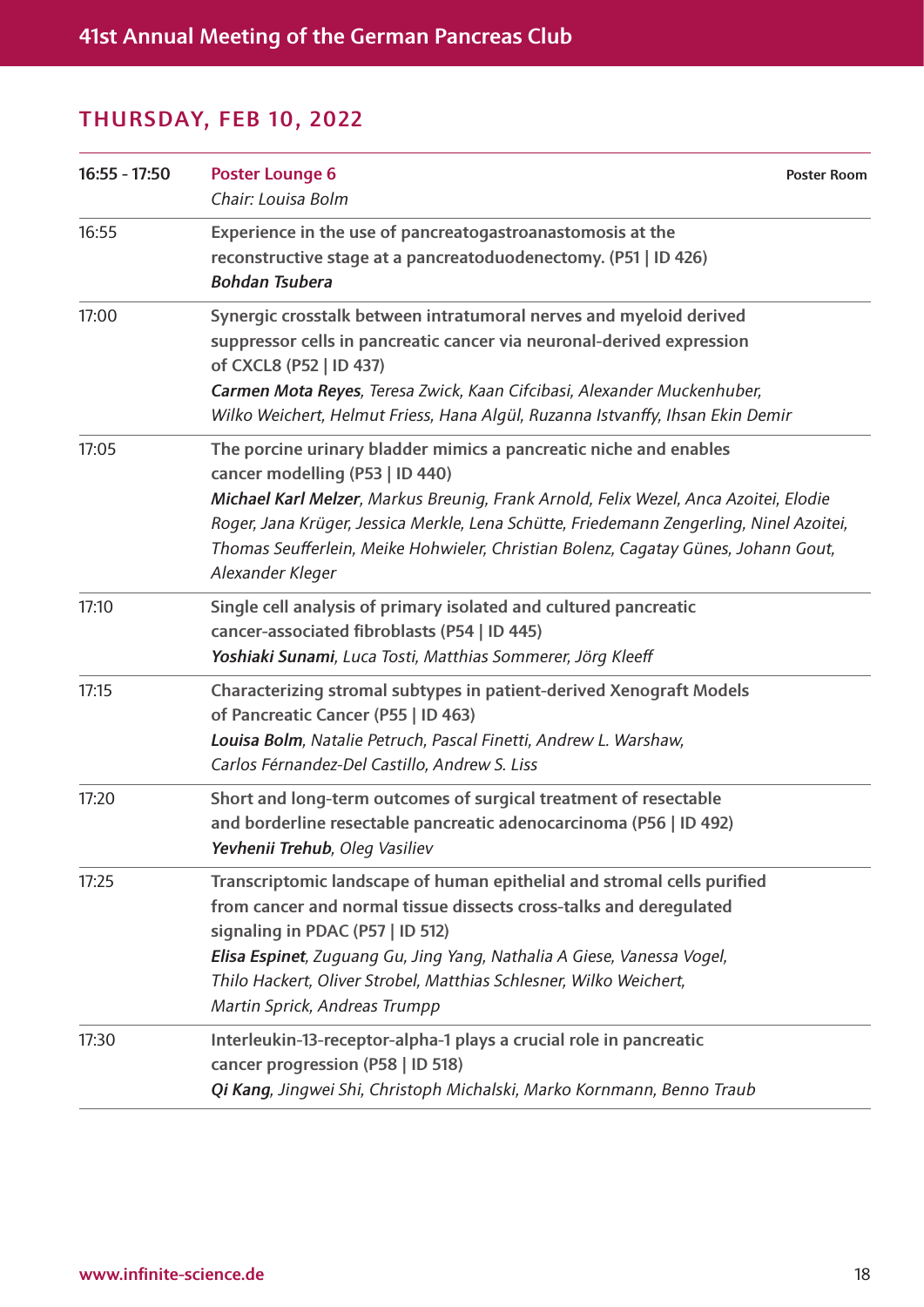## THURSDAY, FEB 10, 2022

| | | |
|---|---|---|
| 16:55 - 17:50 | **Poster Lounge 6**<br>*Chair: Louisa Bolm* | **Poster Room** |
| 16:55 | **Experience in the use of pancreatogastroanastomosis at the reconstructive stage at a pancreatoduodenectomy. (P51 \| ID 426)**<br>***Bohdan Tsubera*** | |
| 17:00 | **Synergic crosstalk between intratumoral nerves and myeloid derived suppressor cells in pancreatic cancer via neuronal-derived expression of CXCL8 (P52 \| ID 437)**<br>***Carmen Mota Reyes****, Teresa Zwick, Kaan Cifcibasi, Alexander Muckenhuber, Wilko Weichert, Helmut Friess, Hana Algül, Ruzanna Istvanffy, Ihsan Ekin Demir* | |
| 17:05 | **The porcine urinary bladder mimics a pancreatic niche and enables cancer modelling (P53 \| ID 440)**<br>***Michael Karl Melzer****, Markus Breunig, Frank Arnold, Felix Wezel, Anca Azoitei, Elodie Roger, Jana Krüger, Jessica Merkle, Lena Schütte, Friedemann Zengerling, Ninel Azoitei, Thomas Seufferlein, Meike Hohwieler, Christian Bolenz, Cagatay Günes, Johann Gout, Alexander Kleger* | |
| 17:10 | **Single cell analysis of primary isolated and cultured pancreatic cancer-associated fibroblasts (P54 \| ID 445)**<br>***Yoshiaki Sunami****, Luca Tosti, Matthias Sommerer, Jörg Kleeff* | |
| 17:15 | **Characterizing stromal subtypes in patient-derived Xenograft Models of Pancreatic Cancer (P55 \| ID 463)**<br>***Louisa Bolm****, Natalie Petruch, Pascal Finetti, Andrew L. Warshaw, Carlos Férnandez-Del Castillo, Andrew S. Liss* | |
| 17:20 | **Short and long-term outcomes of surgical treatment of resectable and borderline resectable pancreatic adenocarcinoma (P56 \| ID 492)**<br>***Yevhenii Trehub****, Oleg Vasiliev* | |
| 17:25 | **Transcriptomic landscape of human epithelial and stromal cells purified from cancer and normal tissue dissects cross-talks and deregulated signaling in PDAC (P57 \| ID 512)**<br>***Elisa Espinet****, Zuguang Gu, Jing Yang, Nathalia A Giese, Vanessa Vogel, Thilo Hackert, Oliver Strobel, Matthias Schlesner, Wilko Weichert, Martin Sprick, Andreas Trumpp* | |
| 17:30 | **Interleukin-13-receptor-alpha-1 plays a crucial role in pancreatic cancer progression (P58 \| ID 518)**<br>***Qi Kang****, Jingwei Shi, Christoph Michalski, Marko Kornmann, Benno Traub* | |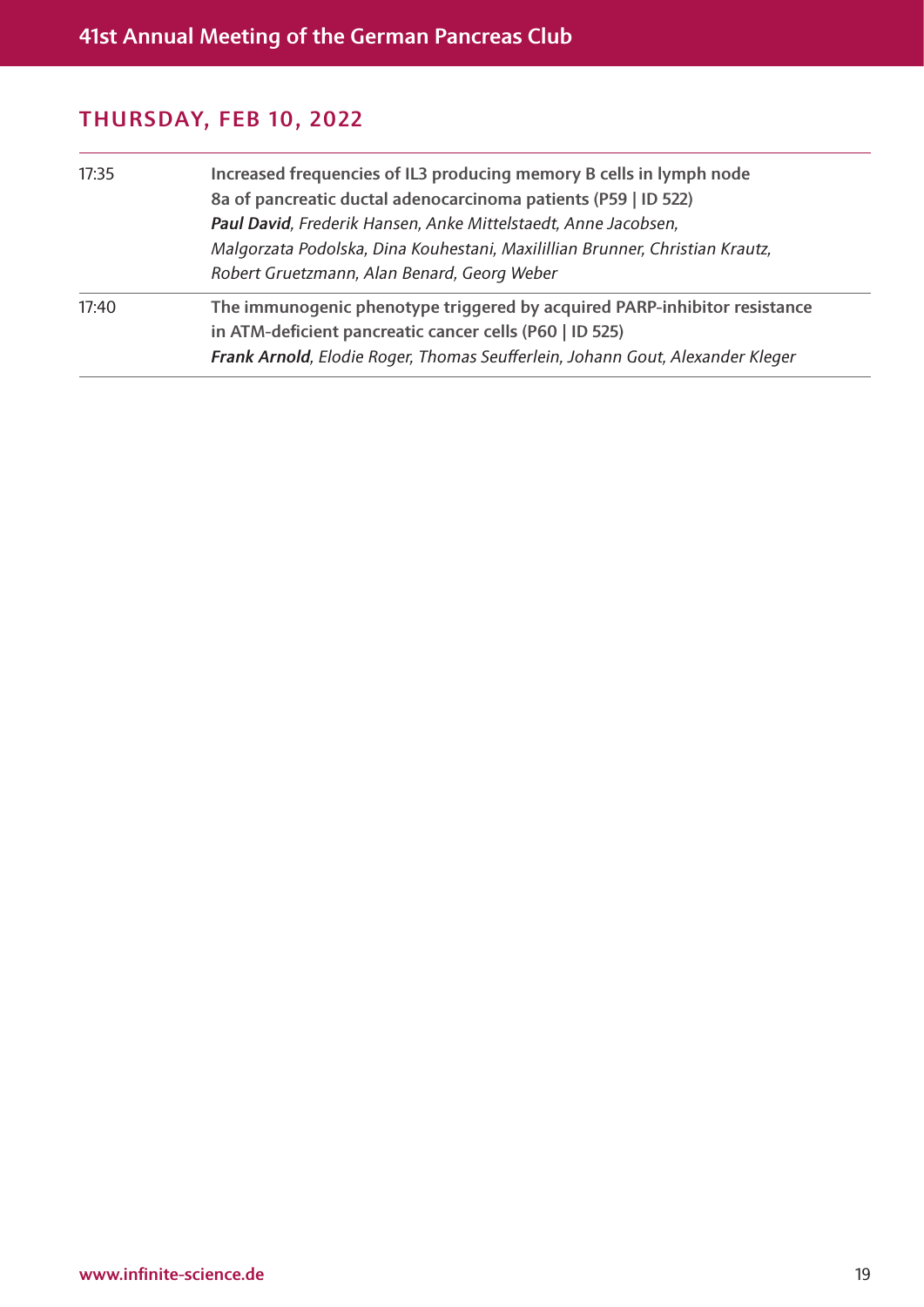## THURSDAY, FEB 10, 2022

| | |
|---|---|
| 17:35 | **Increased frequencies of IL3 producing memory B cells in lymph node 8a of pancreatic ductal adenocarcinoma patients (P59 \| ID 522)**<br>***Paul David***, *Frederik Hansen, Anke Mittelstaedt, Anne Jacobsen, Malgorzata Podolska, Dina Kouhestani, Maxilillian Brunner, Christian Krautz, Robert Gruetzmann, Alan Benard, Georg Weber* |
| 17:40 | **The immunogenic phenotype triggered by acquired PARP-inhibitor resistance in ATM-deficient pancreatic cancer cells (P60 \| ID 525)**<br>***Frank Arnold***, *Elodie Roger, Thomas Seufferlein, Johann Gout, Alexander Kleger* |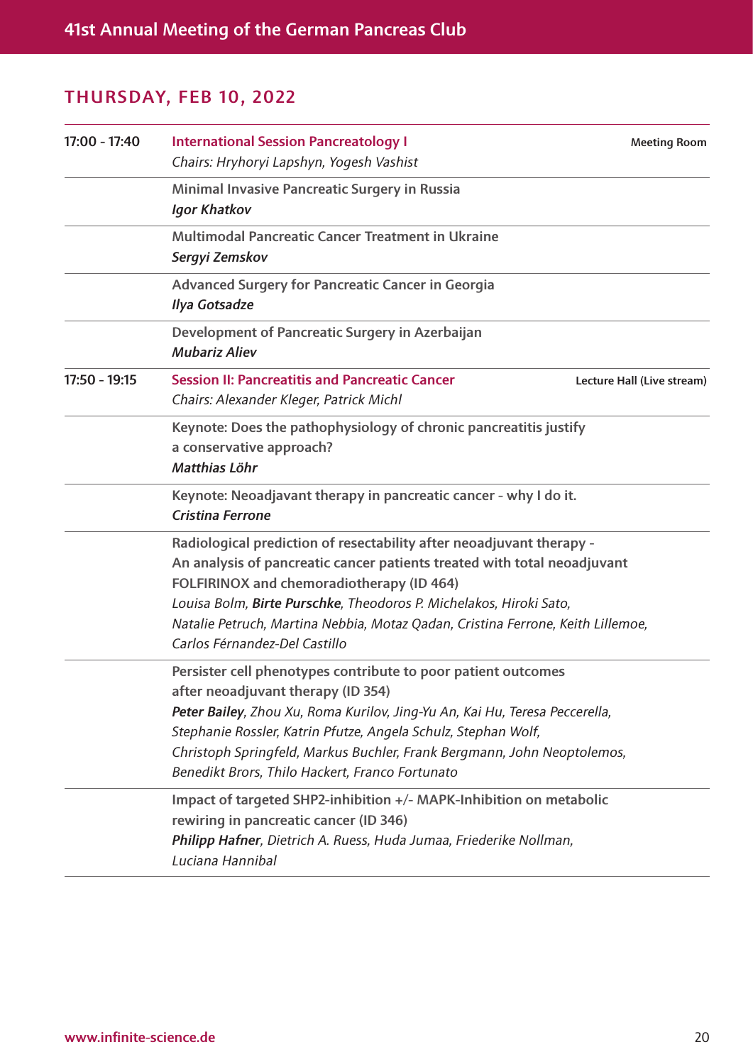## THURSDAY, FEB 10, 2022

| | | |
|---|---|---|
| 17:00 - 17:40 | **International Session Pancreatology I**<br>*Chairs: Hryhoryi Lapshyn, Yogesh Vashist* | **Meeting Room** |
| | **Minimal Invasive Pancreatic Surgery in Russia**<br>***Igor Khatkov*** | |
| | **Multimodal Pancreatic Cancer Treatment in Ukraine**<br>***Sergyi Zemskov*** | |
| | **Advanced Surgery for Pancreatic Cancer in Georgia**<br>***Ilya Gotsadze*** | |
| | **Development of Pancreatic Surgery in Azerbaijan**<br>***Mubariz Aliev*** | |
| 17:50 - 19:15 | **Session II: Pancreatitis and Pancreatic Cancer**<br>*Chairs: Alexander Kleger, Patrick Michl* | **Lecture Hall (Live stream)** |
| | **Keynote: Does the pathophysiology of chronic pancreatitis justify a conservative approach?**<br>***Matthias Löhr*** | |
| | **Keynote: Neoadjavant therapy in pancreatic cancer - why I do it.**<br>***Cristina Ferrone*** | |
| | **Radiological prediction of resectability after neoadjuvant therapy - An analysis of pancreatic cancer patients treated with total neoadjuvant FOLFIRINOX and chemoradiotherapy (ID 464)**<br>*Louisa Bolm, **Birte Purschke**, Theodoros P. Michelakos, Hiroki Sato, Natalie Petruch, Martina Nebbia, Motaz Qadan, Cristina Ferrone, Keith Lillemoe, Carlos Férnandez-Del Castillo* | |
| | **Persister cell phenotypes contribute to poor patient outcomes after neoadjuvant therapy (ID 354)**<br>***Peter Bailey**, Zhou Xu, Roma Kurilov, Jing-Yu An, Kai Hu, Teresa Peccerella, Stephanie Rossler, Katrin Pfutze, Angela Schulz, Stephan Wolf, Christoph Springfeld, Markus Buchler, Frank Bergmann, John Neoptolemos, Benedikt Brors, Thilo Hackert, Franco Fortunato* | |
| | **Impact of targeted SHP2-inhibition +/- MAPK-Inhibition on metabolic rewiring in pancreatic cancer (ID 346)**<br>***Philipp Hafner**, Dietrich A. Ruess, Huda Jumaa, Friederike Nollman, Luciana Hannibal* | |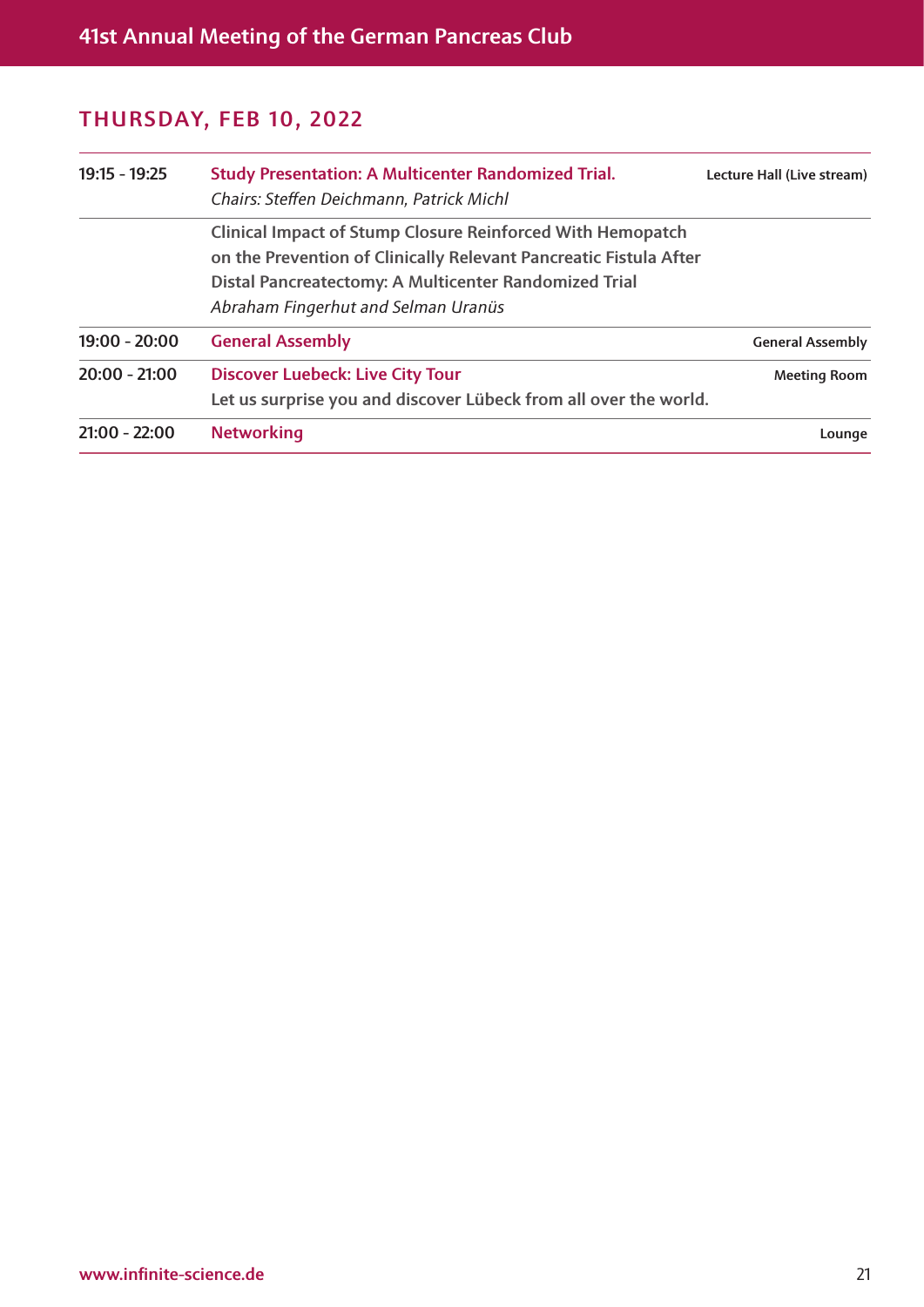## THURSDAY, FEB 10, 2022

| Time | Session | Location |
|---|---|---|
| 19:15 - 19:25 | **Study Presentation: A Multicenter Randomized Trial.**<br>*Chairs: Steffen Deichmann, Patrick Michl* | Lecture Hall (Live stream) |
| | **Clinical Impact of Stump Closure Reinforced With Hemopatch on the Prevention of Clinically Relevant Pancreatic Fistula After Distal Pancreatectomy: A Multicenter Randomized Trial**<br>*Abraham Fingerhut and Selman Uranüs* | |
| 19:00 - 20:00 | **General Assembly** | General Assembly |
| 20:00 - 21:00 | **Discover Luebeck: Live City Tour**<br>Let us surprise you and discover Lübeck from all over the world. | Meeting Room |
| 21:00 - 22:00 | **Networking** | Lounge |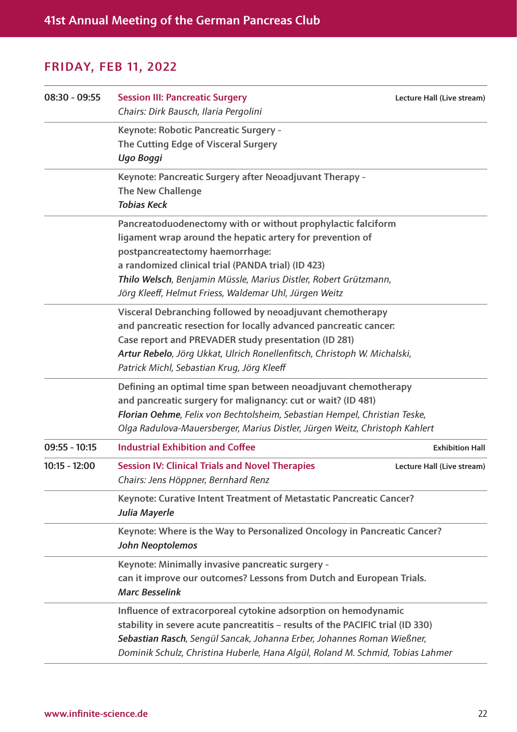## FRIDAY, FEB 11, 2022

| | | |
|---|---|---|
| 08:30 - 09:55 | **Session III: Pancreatic Surgery**<br>*Chairs: Dirk Bausch, Ilaria Pergolini* | Lecture Hall (Live stream) |
| | Keynote: Robotic Pancreatic Surgery - The Cutting Edge of Visceral Surgery<br>***Ugo Boggi*** | |
| | Keynote: Pancreatic Surgery after Neoadjuvant Therapy - The New Challenge<br>***Tobias Keck*** | |
| | Pancreatoduodenectomy with or without prophylactic falciform ligament wrap around the hepatic artery for prevention of postpancreatectomy haemorrhage: a randomized clinical trial (PANDA trial) (ID 423)<br>***Thilo Welsch***, *Benjamin Müssle, Marius Distler, Robert Grützmann, Jörg Kleeff, Helmut Friess, Waldemar Uhl, Jürgen Weitz* | |
| | Visceral Debranching followed by neoadjuvant chemotherapy and pancreatic resection for locally advanced pancreatic cancer: Case report and PREVADER study presentation (ID 281)<br>***Artur Rebelo***, *Jörg Ukkat, Ulrich Ronellenfitsch, Christoph W. Michalski, Patrick Michl, Sebastian Krug, Jörg Kleeff* | |
| | Defining an optimal time span between neoadjuvant chemotherapy and pancreatic surgery for malignancy: cut or wait? (ID 481)<br>***Florian Oehme***, *Felix von Bechtolsheim, Sebastian Hempel, Christian Teske, Olga Radulova-Mauersberger, Marius Distler, Jürgen Weitz, Christoph Kahlert* | |
| 09:55 - 10:15 | **Industrial Exhibition and Coffee** | Exhibition Hall |
| 10:15 - 12:00 | **Session IV: Clinical Trials and Novel Therapies**<br>*Chairs: Jens Höppner, Bernhard Renz* | Lecture Hall (Live stream) |
| | Keynote: Curative Intent Treatment of Metastatic Pancreatic Cancer?<br>***Julia Mayerle*** | |
| | Keynote: Where is the Way to Personalized Oncology in Pancreatic Cancer?<br>***John Neoptolemos*** | |
| | Keynote: Minimally invasive pancreatic surgery - can it improve our outcomes? Lessons from Dutch and European Trials.<br>***Marc Besselink*** | |
| | Influence of extracorporeal cytokine adsorption on hemodynamic stability in severe acute pancreatitis – results of the PACIFIC trial (ID 330)<br>***Sebastian Rasch***, *Sengül Sancak, Johanna Erber, Johannes Roman Wießner, Dominik Schulz, Christina Huberle, Hana Algül, Roland M. Schmid, Tobias Lahmer* | |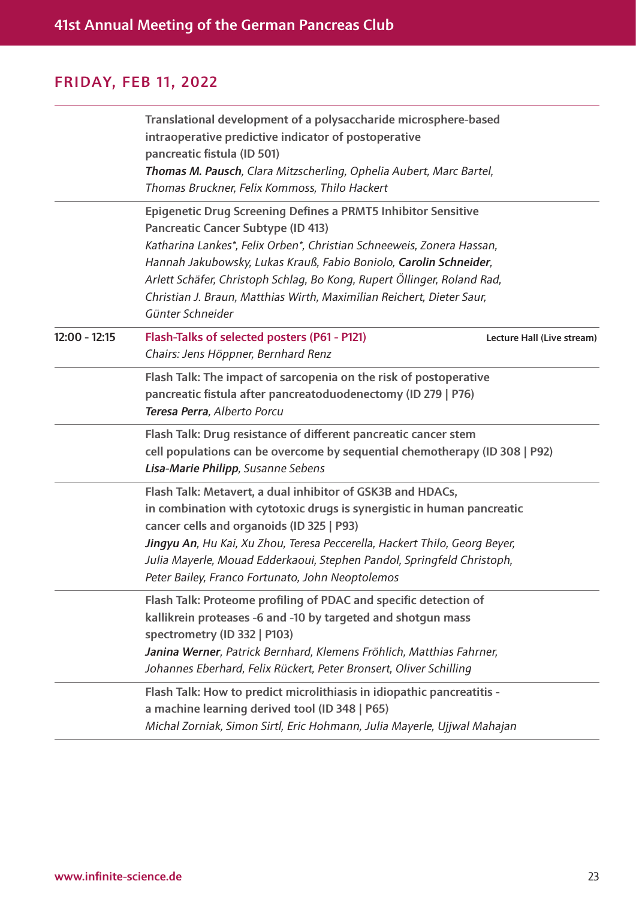## FRIDAY, FEB 11, 2022

| | |
|---|---|
| | **Translational development of a polysaccharide microsphere-based intraoperative predictive indicator of postoperative pancreatic fistula (ID 501)**<br>***Thomas M. Pausch****, Clara Mitzscherling, Ophelia Aubert, Marc Bartel, Thomas Bruckner, Felix Kommoss, Thilo Hackert* |
| | **Epigenetic Drug Screening Defines a PRMT5 Inhibitor Sensitive Pancreatic Cancer Subtype (ID 413)**<br>*Katharina Lankes*, Felix Orben*, Christian Schneeweis, Zonera Hassan, Hannah Jakubowsky, Lukas Krauß, Fabio Boniolo,* ***Carolin Schneider****, Arlett Schäfer, Christoph Schlag, Bo Kong, Rupert Öllinger, Roland Rad, Christian J. Braun, Matthias Wirth, Maximilian Reichert, Dieter Saur, Günter Schneider* |
| **12:00 - 12:15** | **Flash-Talks of selected posters (P61 - P121)** — **Lecture Hall (Live stream)**<br>*Chairs: Jens Höppner, Bernhard Renz* |
| | **Flash Talk: The impact of sarcopenia on the risk of postoperative pancreatic fistula after pancreatoduodenectomy (ID 279 \| P76)**<br>***Teresa Perra****, Alberto Porcu* |
| | **Flash Talk: Drug resistance of different pancreatic cancer stem cell populations can be overcome by sequential chemotherapy (ID 308 \| P92)**<br>***Lisa-Marie Philipp****, Susanne Sebens* |
| | **Flash Talk: Metavert, a dual inhibitor of GSK3B and HDACs, in combination with cytotoxic drugs is synergistic in human pancreatic cancer cells and organoids (ID 325 \| P93)**<br>***Jingyu An****, Hu Kai, Xu Zhou, Teresa Peccerella, Hackert Thilo, Georg Beyer, Julia Mayerle, Mouad Edderkaoui, Stephen Pandol, Springfeld Christoph, Peter Bailey, Franco Fortunato, John Neoptolemos* |
| | **Flash Talk: Proteome profiling of PDAC and specific detection of kallikrein proteases -6 and -10 by targeted and shotgun mass spectrometry (ID 332 \| P103)**<br>***Janina Werner****, Patrick Bernhard, Klemens Fröhlich, Matthias Fahrner, Johannes Eberhard, Felix Rückert, Peter Bronsert, Oliver Schilling* |
| | **Flash Talk: How to predict microlithiasis in idiopathic pancreatitis - a machine learning derived tool (ID 348 \| P65)**<br>*Michal Zorniak, Simon Sirtl, Eric Hohmann, Julia Mayerle, Ujjwal Mahajan* |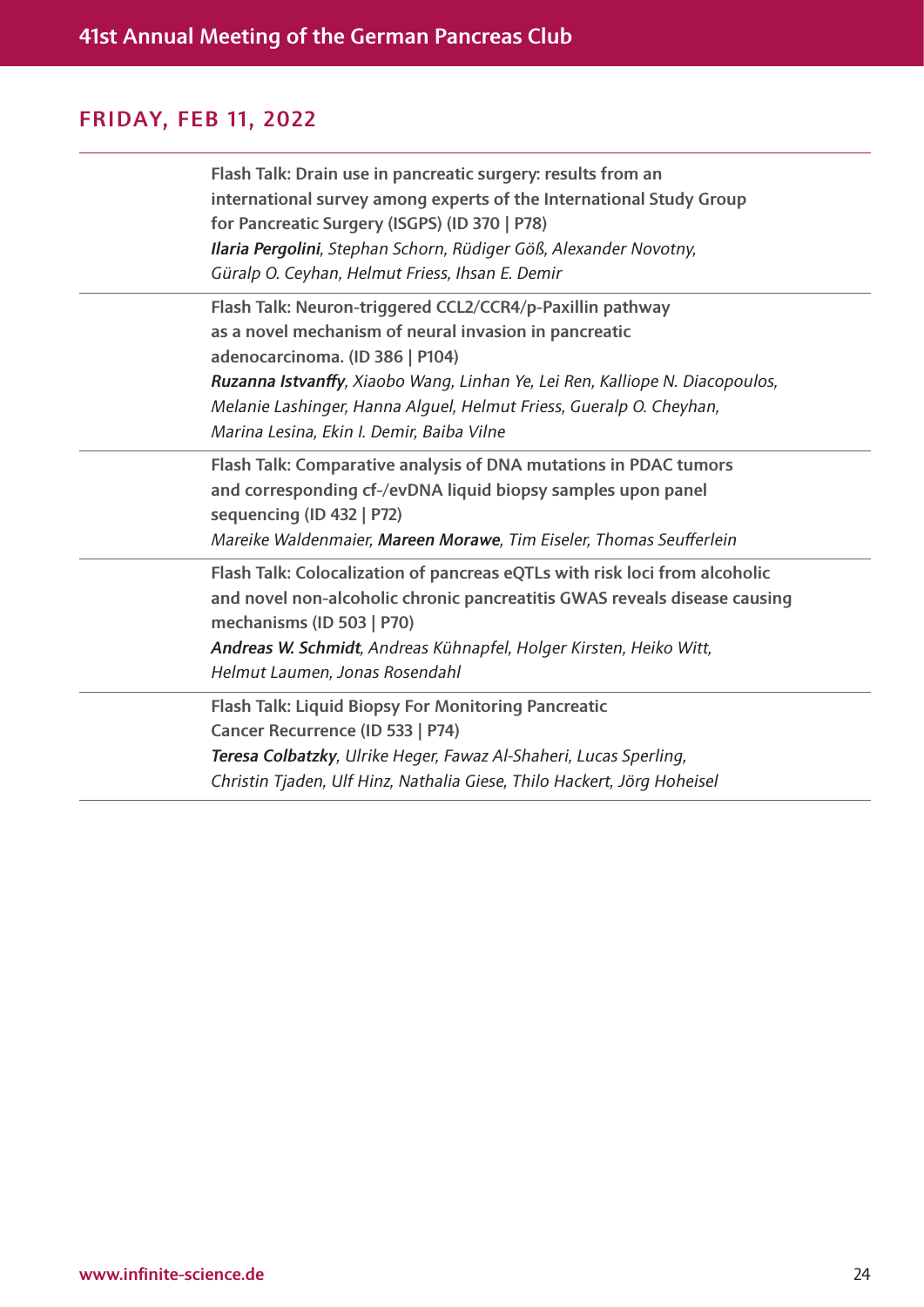## FRIDAY, FEB 11, 2022

| | |
|---|---|
| | **Flash Talk: Drain use in pancreatic surgery: results from an international survey among experts of the International Study Group for Pancreatic Surgery (ISGPS) (ID 370 \| P78)**<br>***Ilaria Pergolini***, *Stephan Schorn, Rüdiger Göß, Alexander Novotny, Güralp O. Ceyhan, Helmut Friess, Ihsan E. Demir* |
| | **Flash Talk: Neuron-triggered CCL2/CCR4/p-Paxillin pathway as a novel mechanism of neural invasion in pancreatic adenocarcinoma. (ID 386 \| P104)**<br>***Ruzanna Istvanffy***, *Xiaobo Wang, Linhan Ye, Lei Ren, Kalliope N. Diacopoulos, Melanie Lashinger, Hanna Alguel, Helmut Friess, Gueralp O. Cheyhan, Marina Lesina, Ekin I. Demir, Baiba Vilne* |
| | **Flash Talk: Comparative analysis of DNA mutations in PDAC tumors and corresponding cf-/evDNA liquid biopsy samples upon panel sequencing (ID 432 \| P72)**<br>*Mareike Waldenmaier,* ***Mareen Morawe***, *Tim Eiseler, Thomas Seufferlein* |
| | **Flash Talk: Colocalization of pancreas eQTLs with risk loci from alcoholic and novel non-alcoholic chronic pancreatitis GWAS reveals disease causing mechanisms (ID 503 \| P70)**<br>***Andreas W. Schmidt***, *Andreas Kühnapfel, Holger Kirsten, Heiko Witt, Helmut Laumen, Jonas Rosendahl* |
| | **Flash Talk: Liquid Biopsy For Monitoring Pancreatic Cancer Recurrence (ID 533 \| P74)**<br>***Teresa Colbatzky***, *Ulrike Heger, Fawaz Al-Shaheri, Lucas Sperling, Christin Tjaden, Ulf Hinz, Nathalia Giese, Thilo Hackert, Jörg Hoheisel* |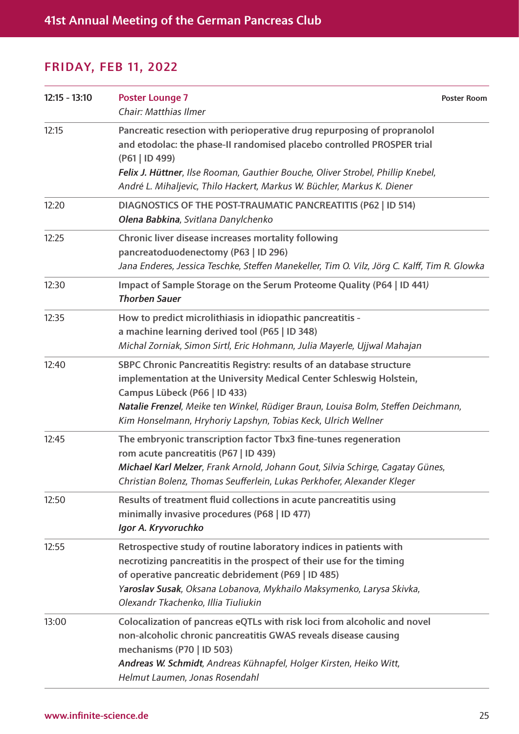## FRIDAY, FEB 11, 2022

| | | |
|---|---|---|
| 12:15 - 13:10 | **Poster Lounge 7**<br>*Chair: Matthias Ilmer* | Poster Room |
| 12:15 | **Pancreatic resection with perioperative drug repurposing of propranolol and etodolac: the phase-II randomised placebo controlled PROSPER trial (P61 \| ID 499)**<br>***Felix J. Hüttner**, Ilse Rooman, Gauthier Bouche, Oliver Strobel, Phillip Knebel, André L. Mihaljevic, Thilo Hackert, Markus W. Büchler, Markus K. Diener* | |
| 12:20 | **DIAGNOSTICS OF THE POST-TRAUMATIC PANCREATITIS (P62 \| ID 514)**<br>***Olena Babkina**, Svitlana Danylchenko* | |
| 12:25 | **Chronic liver disease increases mortality following pancreatoduodenectomy (P63 \| ID 296)**<br>*Jana Enderes, Jessica Teschke, Steffen Manekeller, Tim O. Vilz, Jörg C. Kalff, Tim R. Glowka* | |
| 12:30 | **Impact of Sample Storage on the Serum Proteome Quality (P64 \| ID 441)**<br>***Thorben Sauer*** | |
| 12:35 | **How to predict microlithiasis in idiopathic pancreatitis - a machine learning derived tool (P65 \| ID 348)**<br>*Michal Zorniak, Simon Sirtl, Eric Hohmann, Julia Mayerle, Ujjwal Mahajan* | |
| 12:40 | **SBPC Chronic Pancreatitis Registry: results of an database structure implementation at the University Medical Center Schleswig Holstein, Campus Lübeck (P66 \| ID 433)**<br>***Natalie Frenzel**, Meike ten Winkel, Rüdiger Braun, Louisa Bolm, Steffen Deichmann, Kim Honselmann, Hryhoriy Lapshyn, Tobias Keck, Ulrich Wellner* | |
| 12:45 | **The embryonic transcription factor Tbx3 fine-tunes regeneration rom acute pancreatitis (P67 \| ID 439)**<br>***Michael Karl Melzer**, Frank Arnold, Johann Gout, Silvia Schirge, Cagatay Günes, Christian Bolenz, Thomas Seufferlein, Lukas Perkhofer, Alexander Kleger* | |
| 12:50 | **Results of treatment fluid collections in acute pancreatitis using minimally invasive procedures (P68 \| ID 477)**<br>***Igor A. Kryvoruchko*** | |
| 12:55 | **Retrospective study of routine laboratory indices in patients with necrotizing pancreatitis in the prospect of their use for the timing of operative pancreatic debridement (P69 \| ID 485)**<br>***Yaroslav Susak**, Oksana Lobanova, Mykhailo Maksymenko, Larysa Skivka, Olexandr Tkachenko, Illia Tiuliukin* | |
| 13:00 | **Colocalization of pancreas eQTLs with risk loci from alcoholic and novel non-alcoholic chronic pancreatitis GWAS reveals disease causing mechanisms (P70 \| ID 503)**<br>***Andreas W. Schmidt**, Andreas Kühnapfel, Holger Kirsten, Heiko Witt, Helmut Laumen, Jonas Rosendahl* | |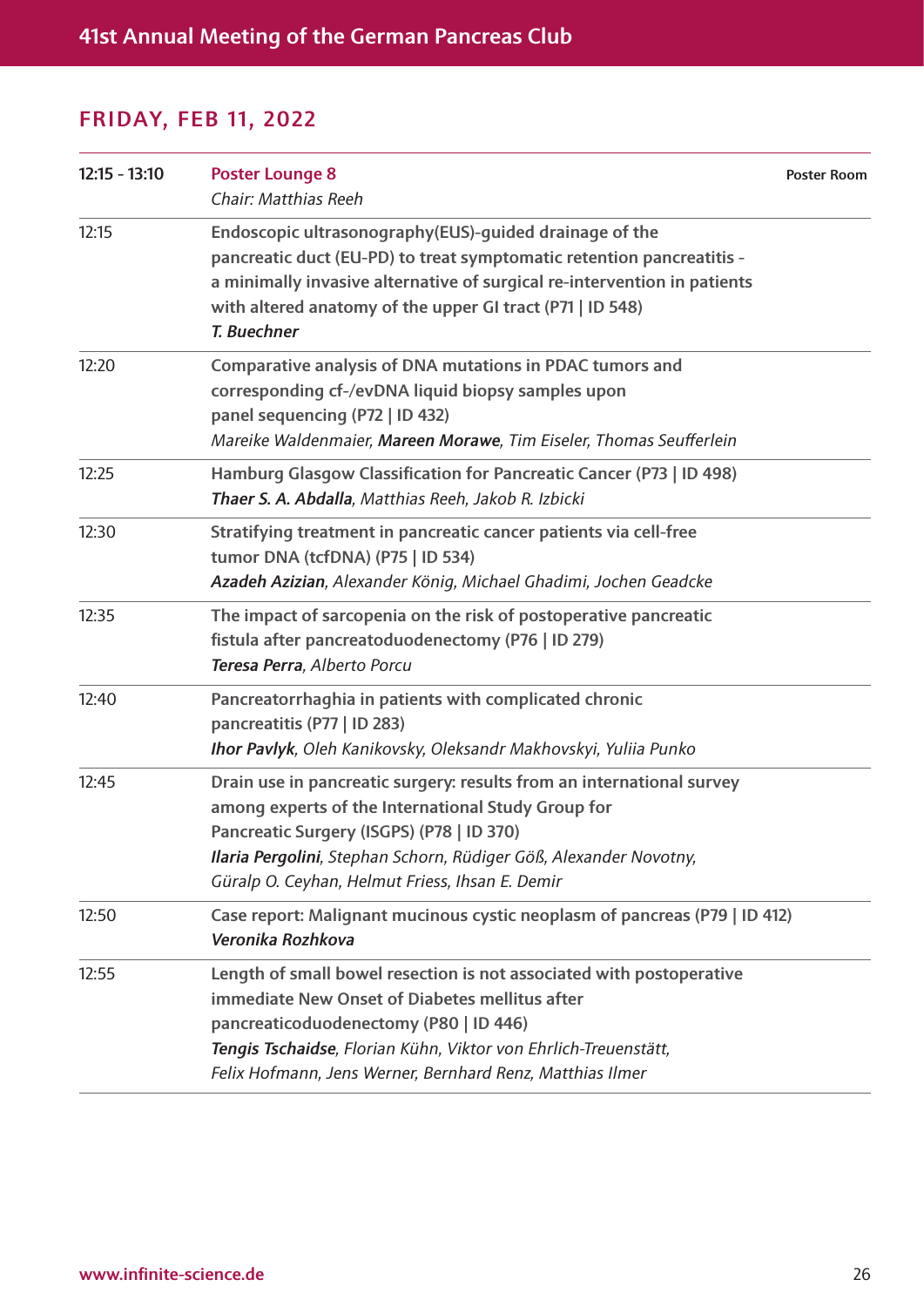## FRIDAY, FEB 11, 2022

| | | |
|---|---|---|
| 12:15 - 13:10 | **Poster Lounge 8**<br>*Chair: Matthias Reeh* | **Poster Room** |
| 12:15 | **Endoscopic ultrasonography(EUS)-guided drainage of the pancreatic duct (EU-PD) to treat symptomatic retention pancreatitis - a minimally invasive alternative of surgical re-intervention in patients with altered anatomy of the upper GI tract (P71 \| ID 548)**<br>***T. Buechner*** | |
| 12:20 | **Comparative analysis of DNA mutations in PDAC tumors and corresponding cf-/evDNA liquid biopsy samples upon panel sequencing (P72 \| ID 432)**<br>*Mareike Waldenmaier, **Mareen Morawe**, Tim Eiseler, Thomas Seufferlein* | |
| 12:25 | **Hamburg Glasgow Classification for Pancreatic Cancer (P73 \| ID 498)**<br>***Thaer S. A. Abdalla**, Matthias Reeh, Jakob R. Izbicki* | |
| 12:30 | **Stratifying treatment in pancreatic cancer patients via cell-free tumor DNA (tcfDNA) (P75 \| ID 534)**<br>***Azadeh Azizian**, Alexander König, Michael Ghadimi, Jochen Geadcke* | |
| 12:35 | **The impact of sarcopenia on the risk of postoperative pancreatic fistula after pancreatoduodenectomy (P76 \| ID 279)**<br>***Teresa Perra**, Alberto Porcu* | |
| 12:40 | **Pancreatorrhaghia in patients with complicated chronic pancreatitis (P77 \| ID 283)**<br>***Ihor Pavlyk**, Oleh Kanikovsky, Oleksandr Makhovskyi, Yuliia Punko* | |
| 12:45 | **Drain use in pancreatic surgery: results from an international survey among experts of the International Study Group for Pancreatic Surgery (ISGPS) (P78 \| ID 370)**<br>***Ilaria Pergolini**, Stephan Schorn, Rüdiger Göß, Alexander Novotny, Güralp O. Ceyhan, Helmut Friess, Ihsan E. Demir* | |
| 12:50 | **Case report: Malignant mucinous cystic neoplasm of pancreas (P79 \| ID 412)**<br>***Veronika Rozhkova*** | |
| 12:55 | **Length of small bowel resection is not associated with postoperative immediate New Onset of Diabetes mellitus after pancreaticoduodenectomy (P80 \| ID 446)**<br>***Tengis Tschaidse**, Florian Kühn, Viktor von Ehrlich-Treuenstätt, Felix Hofmann, Jens Werner, Bernhard Renz, Matthias Ilmer* | |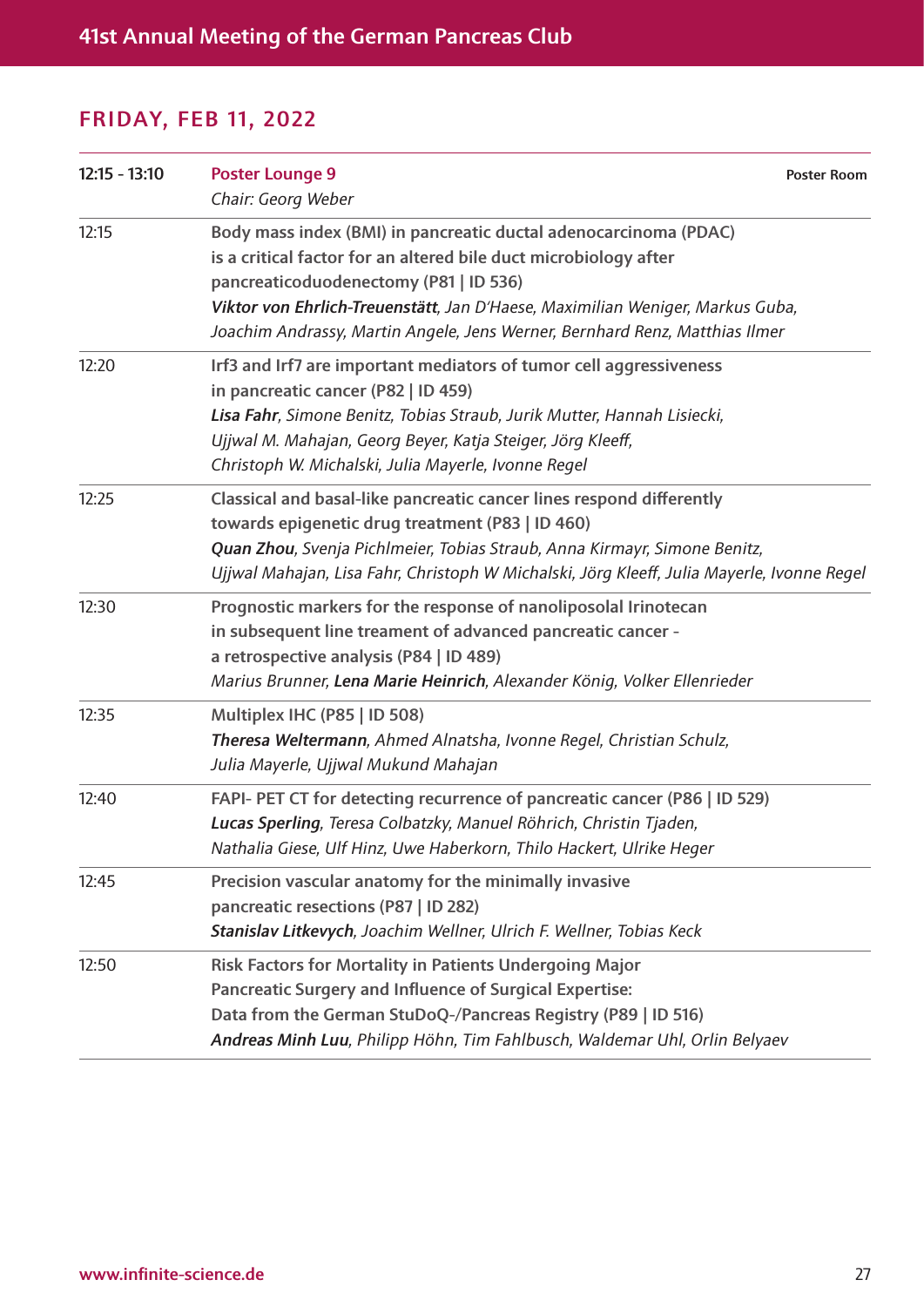## FRIDAY, FEB 11, 2022

| | | |
|---|---|---|
| **12:15 - 13:10** | **Poster Lounge 9**<br>*Chair: Georg Weber* | **Poster Room** |
| 12:15 | **Body mass index (BMI) in pancreatic ductal adenocarcinoma (PDAC) is a critical factor for an altered bile duct microbiology after pancreaticoduodenectomy (P81 \| ID 536)**<br>***Viktor von Ehrlich-Treuenstätt***, *Jan D'Haese, Maximilian Weniger, Markus Guba, Joachim Andrassy, Martin Angele, Jens Werner, Bernhard Renz, Matthias Ilmer* | |
| 12:20 | **Irf3 and Irf7 are important mediators of tumor cell aggressiveness in pancreatic cancer (P82 \| ID 459)**<br>***Lisa Fahr***, *Simone Benitz, Tobias Straub, Jurik Mutter, Hannah Lisiecki, Ujjwal M. Mahajan, Georg Beyer, Katja Steiger, Jörg Kleeff, Christoph W. Michalski, Julia Mayerle, Ivonne Regel* | |
| 12:25 | **Classical and basal-like pancreatic cancer lines respond differently towards epigenetic drug treatment (P83 \| ID 460)**<br>***Quan Zhou***, *Svenja Pichlmeier, Tobias Straub, Anna Kirmayr, Simone Benitz, Ujjwal Mahajan, Lisa Fahr, Christoph W Michalski, Jörg Kleeff, Julia Mayerle, Ivonne Regel* | |
| 12:30 | **Prognostic markers for the response of nanoliposolal Irinotecan in subsequent line treament of advanced pancreatic cancer - a retrospective analysis (P84 \| ID 489)**<br>*Marius Brunner,* ***Lena Marie Heinrich***, *Alexander König, Volker Ellenrieder* | |
| 12:35 | **Multiplex IHC (P85 \| ID 508)**<br>***Theresa Weltermann***, *Ahmed Alnatsha, Ivonne Regel, Christian Schulz, Julia Mayerle, Ujjwal Mukund Mahajan* | |
| 12:40 | **FAPI- PET CT for detecting recurrence of pancreatic cancer (P86 \| ID 529)**<br>***Lucas Sperling***, *Teresa Colbatzky, Manuel Röhrich, Christin Tjaden, Nathalia Giese, Ulf Hinz, Uwe Haberkorn, Thilo Hackert, Ulrike Heger* | |
| 12:45 | **Precision vascular anatomy for the minimally invasive pancreatic resections (P87 \| ID 282)**<br>***Stanislav Litkevych***, *Joachim Wellner, Ulrich F. Wellner, Tobias Keck* | |
| 12:50 | **Risk Factors for Mortality in Patients Undergoing Major Pancreatic Surgery and Influence of Surgical Expertise: Data from the German StuDoQ-/Pancreas Registry (P89 \| ID 516)**<br>***Andreas Minh Luu***, *Philipp Höhn, Tim Fahlbusch, Waldemar Uhl, Orlin Belyaev* | |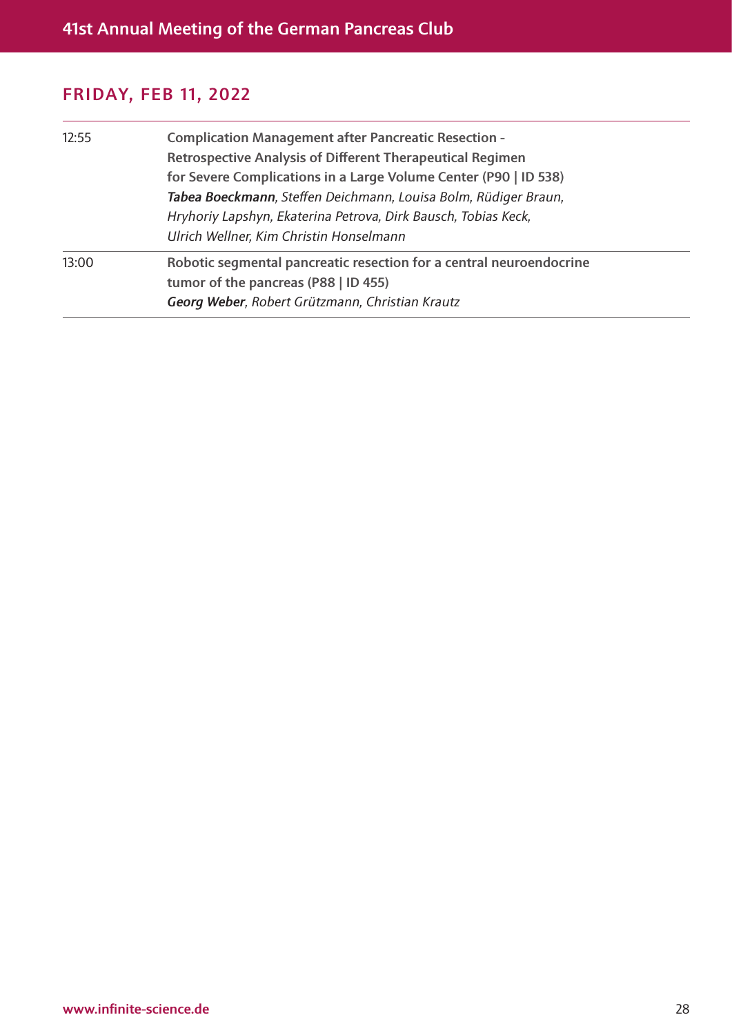## FRIDAY, FEB 11, 2022

| | |
|---|---|
| 12:55 | **Complication Management after Pancreatic Resection - Retrospective Analysis of Different Therapeutical Regimen for Severe Complications in a Large Volume Center (P90 \| ID 538)**<br>***Tabea Boeckmann***, *Steffen Deichmann, Louisa Bolm, Rüdiger Braun, Hryhoriy Lapshyn, Ekaterina Petrova, Dirk Bausch, Tobias Keck, Ulrich Wellner, Kim Christin Honselmann* |
| 13:00 | **Robotic segmental pancreatic resection for a central neuroendocrine tumor of the pancreas (P88 \| ID 455)**<br>***Georg Weber***, *Robert Grützmann, Christian Krautz* |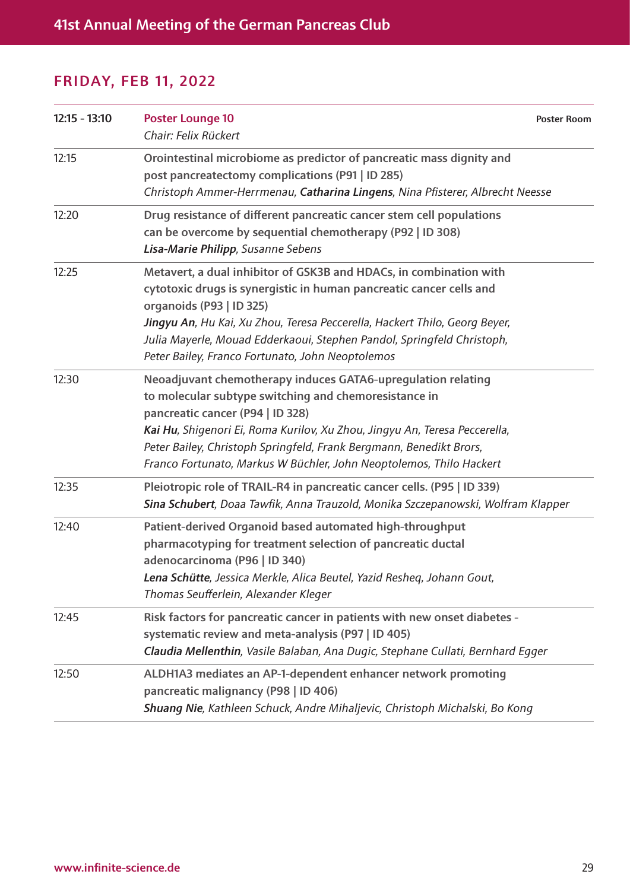## FRIDAY, FEB 11, 2022

| | | |
|---|---|---|
| 12:15 - 13:10 | **Poster Lounge 10**<br>*Chair: Felix Rückert* | **Poster Room** |
| 12:15 | **Orointestinal microbiome as predictor of pancreatic mass dignity and post pancreatectomy complications (P91 \| ID 285)**<br>*Christoph Ammer-Herrmenau, **Catharina Lingens**, Nina Pfisterer, Albrecht Neesse* | |
| 12:20 | **Drug resistance of different pancreatic cancer stem cell populations can be overcome by sequential chemotherapy (P92 \| ID 308)**<br>***Lisa-Marie Philipp**, Susanne Sebens* | |
| 12:25 | **Metavert, a dual inhibitor of GSK3B and HDACs, in combination with cytotoxic drugs is synergistic in human pancreatic cancer cells and organoids (P93 \| ID 325)**<br>***Jingyu An**, Hu Kai, Xu Zhou, Teresa Peccerella, Hackert Thilo, Georg Beyer, Julia Mayerle, Mouad Edderkaoui, Stephen Pandol, Springfeld Christoph, Peter Bailey, Franco Fortunato, John Neoptolemos* | |
| 12:30 | **Neoadjuvant chemotherapy induces GATA6-upregulation relating to molecular subtype switching and chemoresistance in pancreatic cancer (P94 \| ID 328)**<br>***Kai Hu**, Shigenori Ei, Roma Kurilov, Xu Zhou, Jingyu An, Teresa Peccerella, Peter Bailey, Christoph Springfeld, Frank Bergmann, Benedikt Brors, Franco Fortunato, Markus W Büchler, John Neoptolemos, Thilo Hackert* | |
| 12:35 | **Pleiotropic role of TRAIL-R4 in pancreatic cancer cells. (P95 \| ID 339)**<br>***Sina Schubert**, Doaa Tawfik, Anna Trauzold, Monika Szczepanowski, Wolfram Klapper* | |
| 12:40 | **Patient-derived Organoid based automated high-throughput pharmacotyping for treatment selection of pancreatic ductal adenocarcinoma (P96 \| ID 340)**<br>***Lena Schütte**, Jessica Merkle, Alica Beutel, Yazid Resheq, Johann Gout, Thomas Seufferlein, Alexander Kleger* | |
| 12:45 | **Risk factors for pancreatic cancer in patients with new onset diabetes - systematic review and meta-analysis (P97 \| ID 405)**<br>***Claudia Mellenthin**, Vasile Balaban, Ana Dugic, Stephane Cullati, Bernhard Egger* | |
| 12:50 | **ALDH1A3 mediates an AP-1-dependent enhancer network promoting pancreatic malignancy (P98 \| ID 406)**<br>***Shuang Nie**, Kathleen Schuck, Andre Mihaljevic, Christoph Michalski, Bo Kong* | |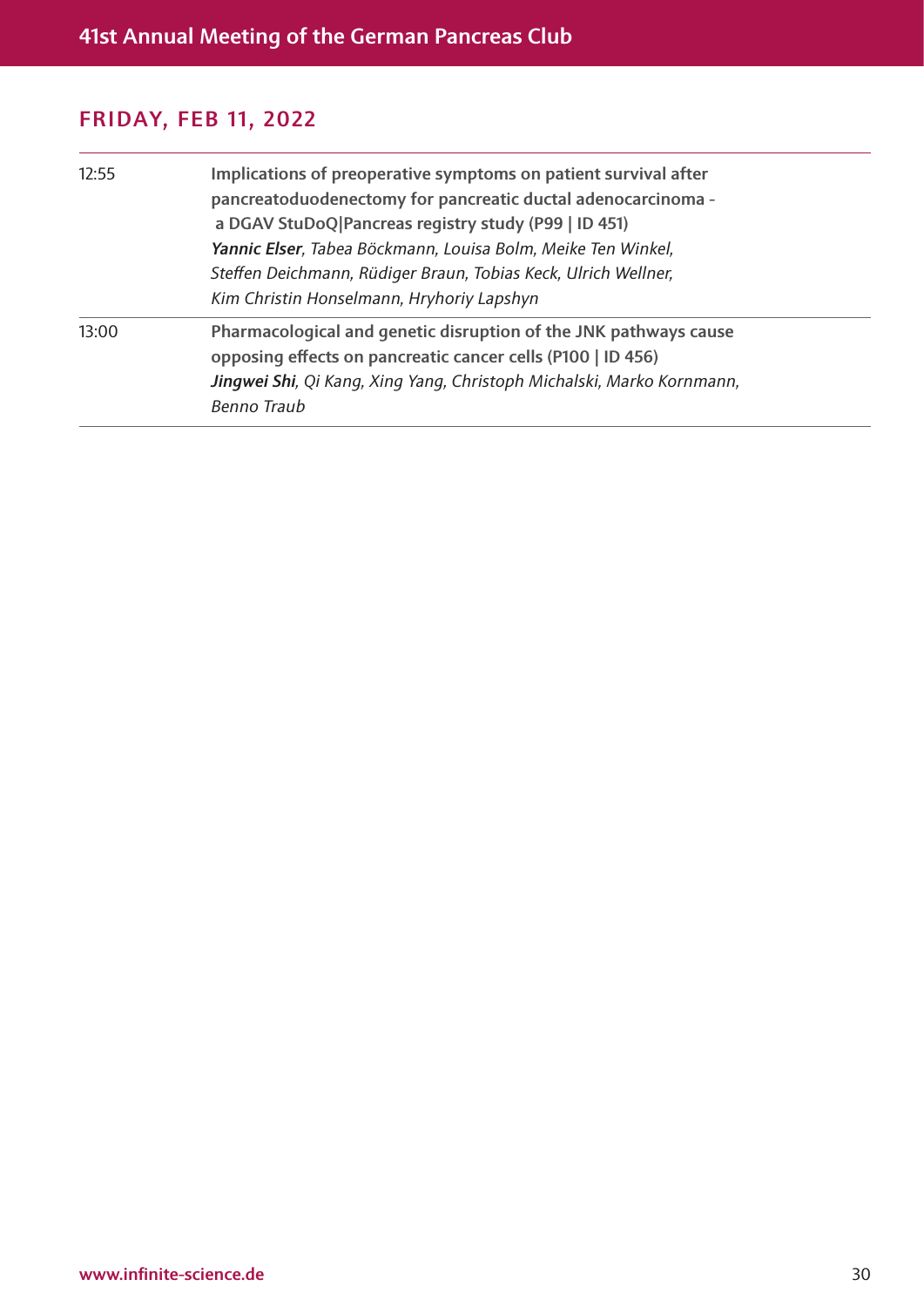## FRIDAY, FEB 11, 2022

| | |
|---|---|
| 12:55 | **Implications of preoperative symptoms on patient survival after pancreatoduodenectomy for pancreatic ductal adenocarcinoma - a DGAV StuDoQ\|Pancreas registry study (P99 \| ID 451)**<br>***Yannic Elser***, *Tabea Böckmann, Louisa Bolm, Meike Ten Winkel, Steffen Deichmann, Rüdiger Braun, Tobias Keck, Ulrich Wellner, Kim Christin Honselmann, Hryhoriy Lapshyn* |
| 13:00 | **Pharmacological and genetic disruption of the JNK pathways cause opposing effects on pancreatic cancer cells (P100 \| ID 456)**<br>***Jingwei Shi***, *Qi Kang, Xing Yang, Christoph Michalski, Marko Kornmann, Benno Traub* |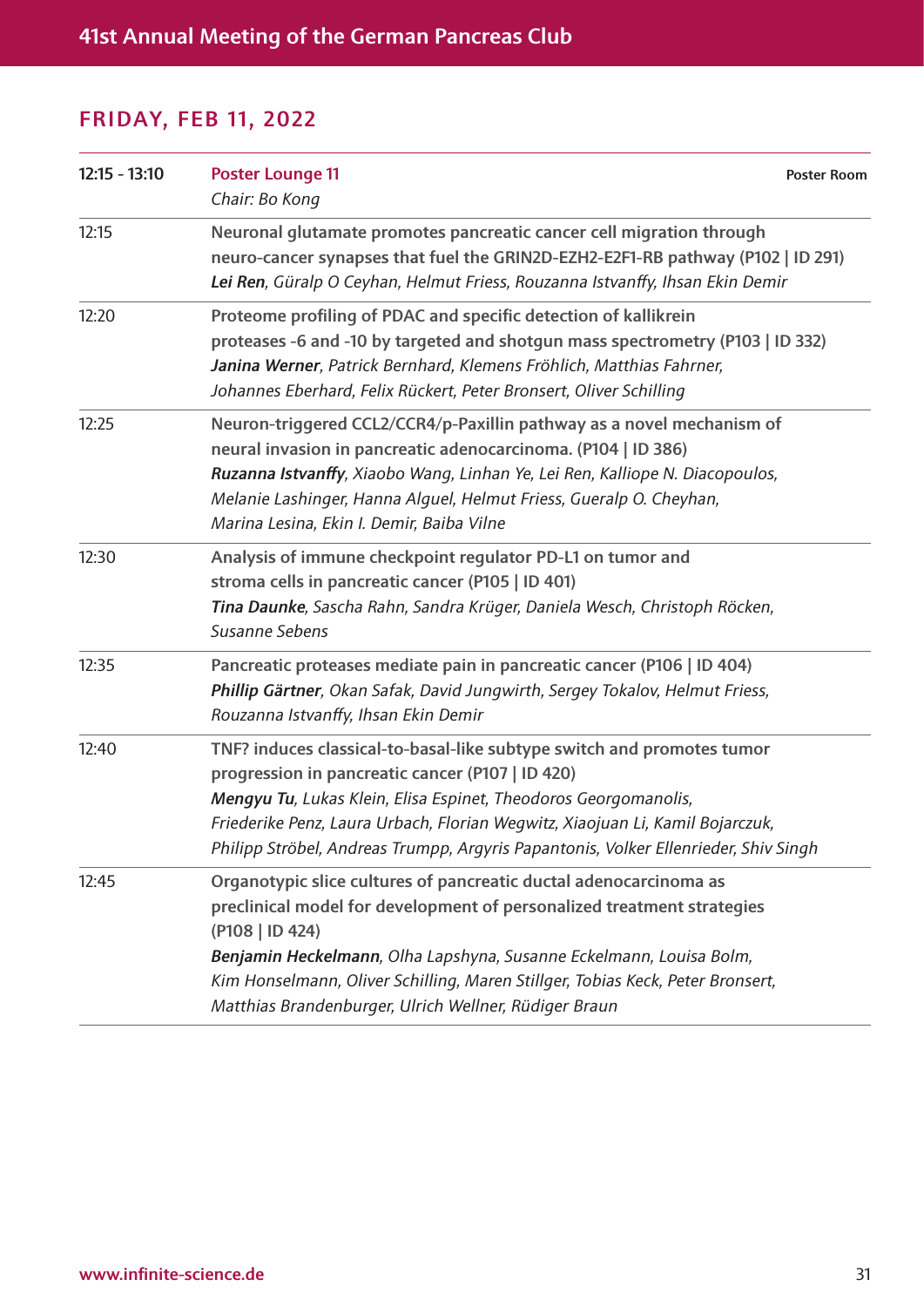## FRIDAY, FEB 11, 2022

| | | |
|---|---|---|
| 12:15 - 13:10 | **Poster Lounge 11**<br>*Chair: Bo Kong* | Poster Room |
| 12:15 | **Neuronal glutamate promotes pancreatic cancer cell migration through neuro-cancer synapses that fuel the GRIN2D-EZH2-E2F1-RB pathway (P102 \| ID 291)**<br>***Lei Ren****, Güralp O Ceyhan, Helmut Friess, Rouzanna Istvanffy, Ihsan Ekin Demir* | |
| 12:20 | **Proteome profiling of PDAC and specific detection of kallikrein proteases -6 and -10 by targeted and shotgun mass spectrometry (P103 \| ID 332)**<br>***Janina Werner****, Patrick Bernhard, Klemens Fröhlich, Matthias Fahrner, Johannes Eberhard, Felix Rückert, Peter Bronsert, Oliver Schilling* | |
| 12:25 | **Neuron-triggered CCL2/CCR4/p-Paxillin pathway as a novel mechanism of neural invasion in pancreatic adenocarcinoma. (P104 \| ID 386)**<br>***Ruzanna Istvanffy****, Xiaobo Wang, Linhan Ye, Lei Ren, Kalliope N. Diacopoulos, Melanie Lashinger, Hanna Alguel, Helmut Friess, Gueralp O. Cheyhan, Marina Lesina, Ekin I. Demir, Baiba Vilne* | |
| 12:30 | **Analysis of immune checkpoint regulator PD-L1 on tumor and stroma cells in pancreatic cancer (P105 \| ID 401)**<br>***Tina Daunke****, Sascha Rahn, Sandra Krüger, Daniela Wesch, Christoph Röcken, Susanne Sebens* | |
| 12:35 | **Pancreatic proteases mediate pain in pancreatic cancer (P106 \| ID 404)**<br>***Phillip Gärtner****, Okan Safak, David Jungwirth, Sergey Tokalov, Helmut Friess, Rouzanna Istvanffy, Ihsan Ekin Demir* | |
| 12:40 | **TNF? induces classical-to-basal-like subtype switch and promotes tumor progression in pancreatic cancer (P107 \| ID 420)**<br>***Mengyu Tu****, Lukas Klein, Elisa Espinet, Theodoros Georgomanolis, Friederike Penz, Laura Urbach, Florian Wegwitz, Xiaojuan Li, Kamil Bojarczuk, Philipp Ströbel, Andreas Trumpp, Argyris Papantonis, Volker Ellenrieder, Shiv Singh* | |
| 12:45 | **Organotypic slice cultures of pancreatic ductal adenocarcinoma as preclinical model for development of personalized treatment strategies (P108 \| ID 424)**<br>***Benjamin Heckelmann****, Olha Lapshyna, Susanne Eckelmann, Louisa Bolm, Kim Honselmann, Oliver Schilling, Maren Stillger, Tobias Keck, Peter Bronsert, Matthias Brandenburger, Ulrich Wellner, Rüdiger Braun* | |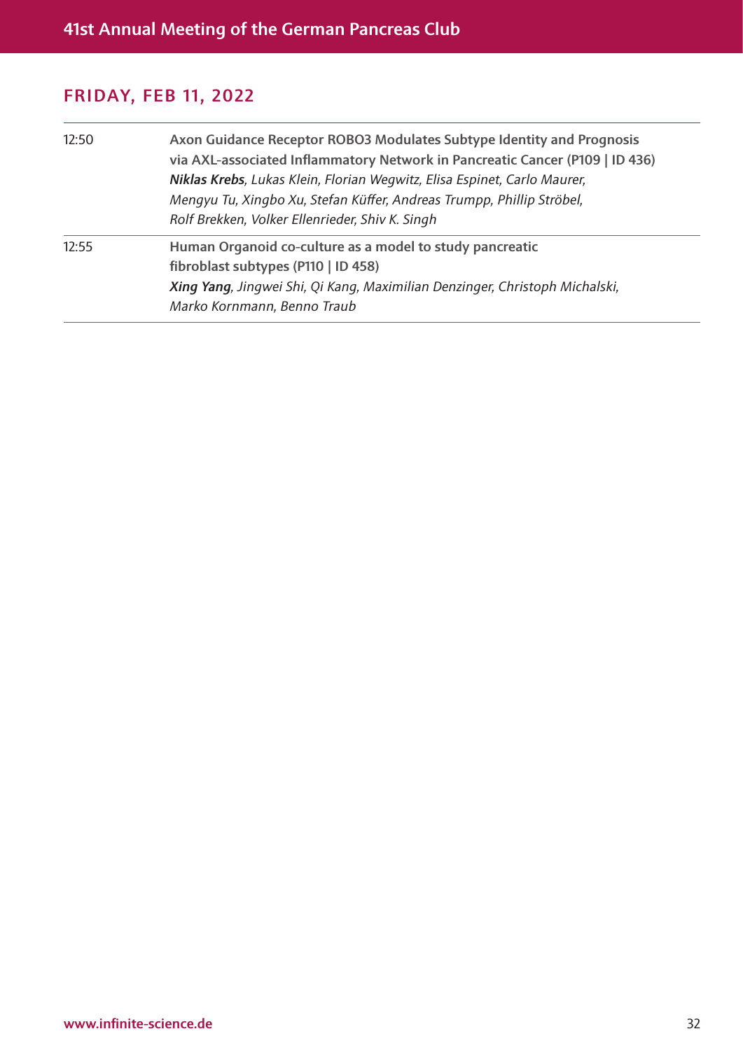## FRIDAY, FEB 11, 2022

| | |
|---|---|
| 12:50 | **Axon Guidance Receptor ROBO3 Modulates Subtype Identity and Prognosis via AXL-associated Inflammatory Network in Pancreatic Cancer (P109 \| ID 436)**<br>***Niklas Krebs****, Lukas Klein, Florian Wegwitz, Elisa Espinet, Carlo Maurer, Mengyu Tu, Xingbo Xu, Stefan Küffer, Andreas Trumpp, Phillip Ströbel, Rolf Brekken, Volker Ellenrieder, Shiv K. Singh* |
| 12:55 | **Human Organoid co-culture as a model to study pancreatic fibroblast subtypes (P110 \| ID 458)**<br>***Xing Yang****, Jingwei Shi, Qi Kang, Maximilian Denzinger, Christoph Michalski, Marko Kornmann, Benno Traub* |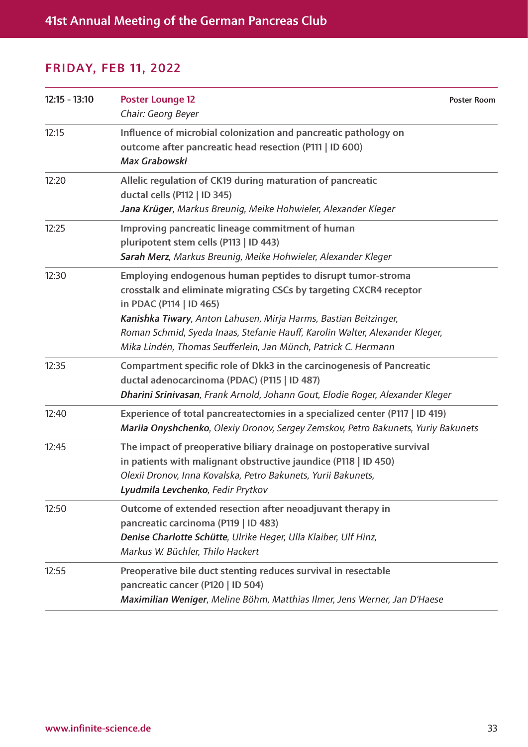## FRIDAY, FEB 11, 2022

| | | |
|---|---|---|
| 12:15 - 13:10 | **Poster Lounge 12**<br>*Chair: Georg Beyer* | Poster Room |
| 12:15 | **Influence of microbial colonization and pancreatic pathology on outcome after pancreatic head resection (P111 \| ID 600)**<br>***Max Grabowski*** | |
| 12:20 | **Allelic regulation of CK19 during maturation of pancreatic ductal cells (P112 \| ID 345)**<br>***Jana Krüger****, Markus Breunig, Meike Hohwieler, Alexander Kleger* | |
| 12:25 | **Improving pancreatic lineage commitment of human pluripotent stem cells (P113 \| ID 443)**<br>***Sarah Merz****, Markus Breunig, Meike Hohwieler, Alexander Kleger* | |
| 12:30 | **Employing endogenous human peptides to disrupt tumor-stroma crosstalk and eliminate migrating CSCs by targeting CXCR4 receptor in PDAC (P114 \| ID 465)**<br>***Kanishka Tiwary****, Anton Lahusen, Mirja Harms, Bastian Beitzinger, Roman Schmid, Syeda Inaas, Stefanie Hauff, Karolin Walter, Alexander Kleger, Mika Lindén, Thomas Seufferlein, Jan Münch, Patrick C. Hermann* | |
| 12:35 | **Compartment specific role of Dkk3 in the carcinogenesis of Pancreatic ductal adenocarcinoma (PDAC) (P115 \| ID 487)**<br>***Dharini Srinivasan****, Frank Arnold, Johann Gout, Elodie Roger, Alexander Kleger* | |
| 12:40 | **Experience of total pancreatectomies in a specialized center (P117 \| ID 419)**<br>***Mariia Onyshchenko****, Olexiy Dronov, Sergey Zemskov, Petro Bakunets, Yuriy Bakunets* | |
| 12:45 | **The impact of preoperative biliary drainage on postoperative survival in patients with malignant obstructive jaundice (P118 \| ID 450)**<br>*Olexii Dronov, Inna Kovalska, Petro Bakunets, Yurii Bakunets,* ***Lyudmila Levchenko****, Fedir Prytkov* | |
| 12:50 | **Outcome of extended resection after neoadjuvant therapy in pancreatic carcinoma (P119 \| ID 483)**<br>***Denise Charlotte Schütte****, Ulrike Heger, Ulla Klaiber, Ulf Hinz, Markus W. Büchler, Thilo Hackert* | |
| 12:55 | **Preoperative bile duct stenting reduces survival in resectable pancreatic cancer (P120 \| ID 504)**<br>***Maximilian Weniger****, Meline Böhm, Matthias Ilmer, Jens Werner, Jan D'Haese* | |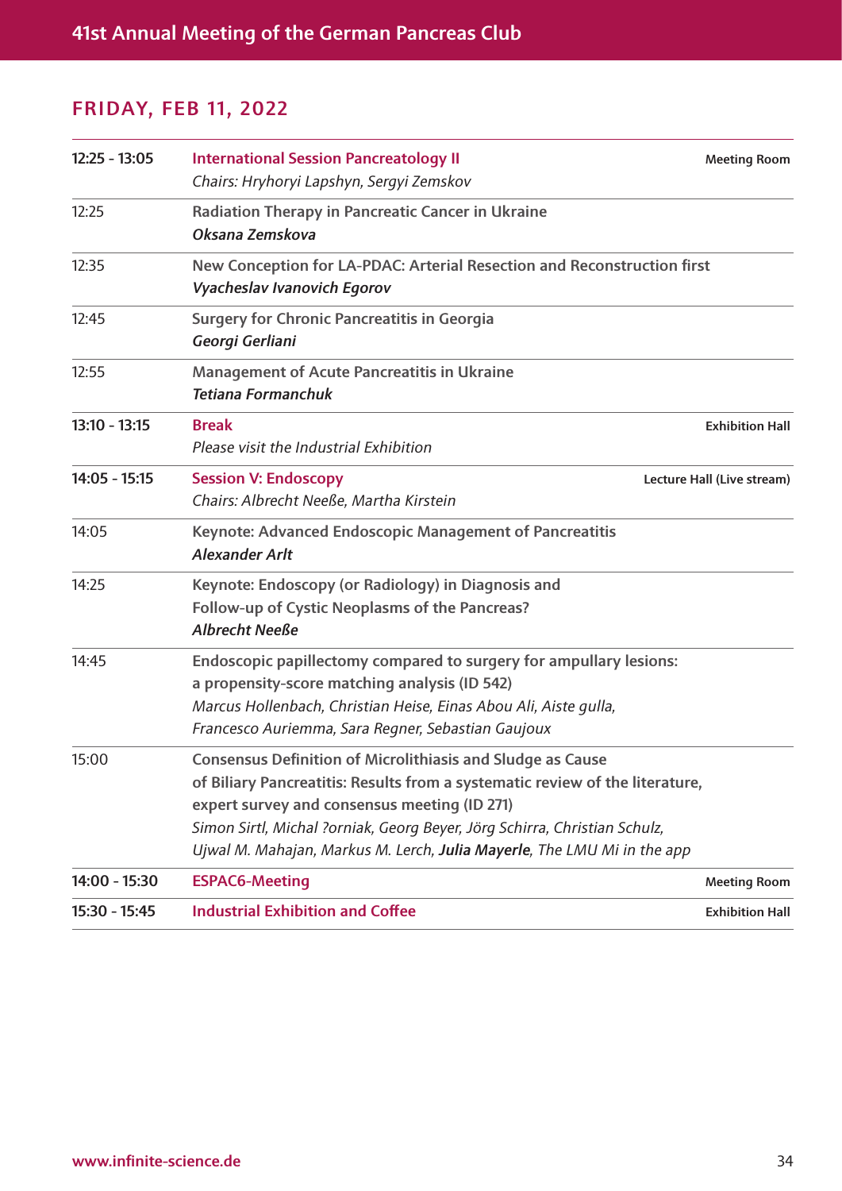## FRIDAY, FEB 11, 2022

| | | |
|---|---|---|
| **12:25 - 13:05** | **International Session Pancreatology II**<br>*Chairs: Hryhoryi Lapshyn, Sergyi Zemskov* | **Meeting Room** |
| 12:25 | **Radiation Therapy in Pancreatic Cancer in Ukraine**<br>***Oksana Zemskova*** | |
| 12:35 | **New Conception for LA-PDAC: Arterial Resection and Reconstruction first**<br>***Vyacheslav Ivanovich Egorov*** | |
| 12:45 | **Surgery for Chronic Pancreatitis in Georgia**<br>***Georgi Gerliani*** | |
| 12:55 | **Management of Acute Pancreatitis in Ukraine**<br>***Tetiana Formanchuk*** | |
| **13:10 - 13:15** | **Break**<br>*Please visit the Industrial Exhibition* | **Exhibition Hall** |
| **14:05 - 15:15** | **Session V: Endoscopy**<br>*Chairs: Albrecht Neeße, Martha Kirstein* | **Lecture Hall (Live stream)** |
| 14:05 | **Keynote: Advanced Endoscopic Management of Pancreatitis**<br>***Alexander Arlt*** | |
| 14:25 | **Keynote: Endoscopy (or Radiology) in Diagnosis and Follow-up of Cystic Neoplasms of the Pancreas?**<br>***Albrecht Neeße*** | |
| 14:45 | **Endoscopic papillectomy compared to surgery for ampullary lesions: a propensity-score matching analysis (ID 542)**<br>*Marcus Hollenbach, Christian Heise, Einas Abou Ali, Aiste gulla, Francesco Auriemma, Sara Regner, Sebastian Gaujoux* | |
| 15:00 | **Consensus Definition of Microlithiasis and Sludge as Cause of Biliary Pancreatitis: Results from a systematic review of the literature, expert survey and consensus meeting (ID 271)**<br>*Simon Sirtl, Michal ?orniak, Georg Beyer, Jörg Schirra, Christian Schulz, Ujwal M. Mahajan, Markus M. Lerch,* ***Julia Mayerle****, The LMU Mi in the app* | |
| **14:00 - 15:30** | **ESPAC6-Meeting** | **Meeting Room** |
| **15:30 - 15:45** | **Industrial Exhibition and Coffee** | **Exhibition Hall** |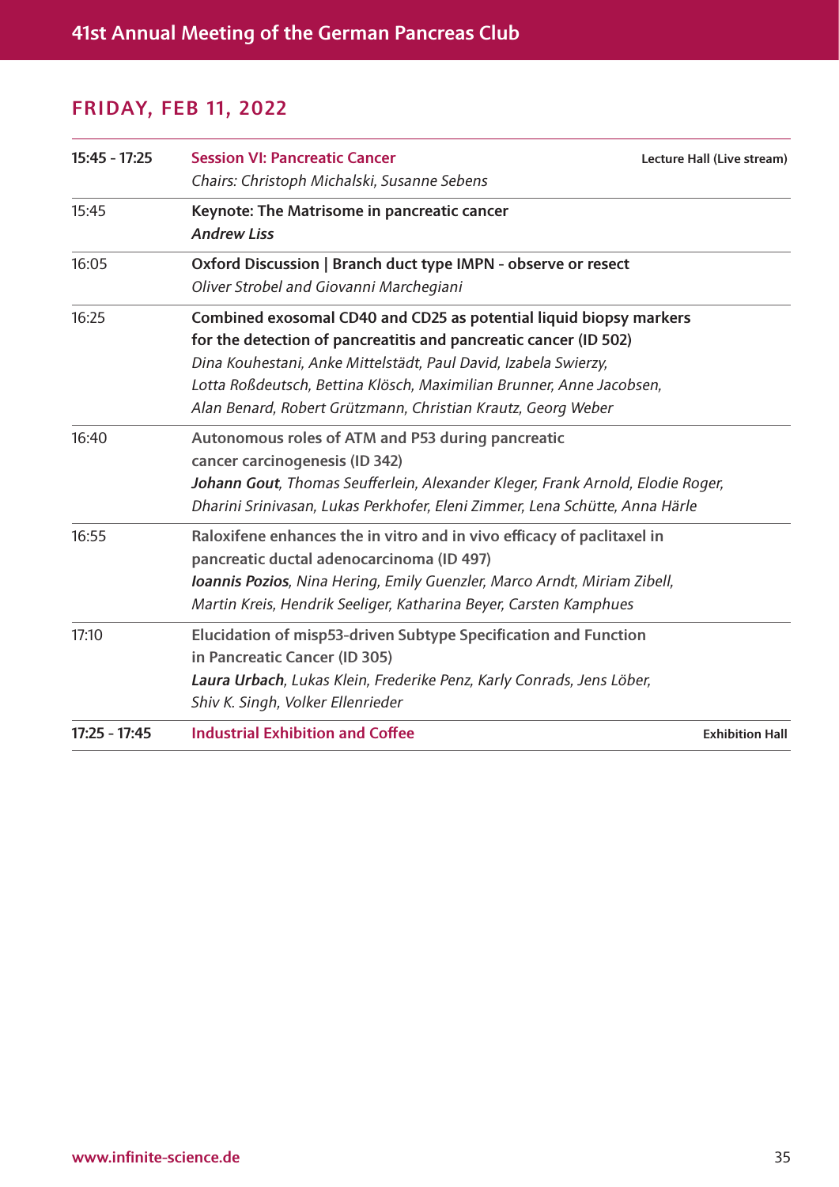## FRIDAY, FEB 11, 2022

| | | |
|---|---|---|
| **15:45 - 17:25** | **Session VI: Pancreatic Cancer**<br>*Chairs: Christoph Michalski, Susanne Sebens* | **Lecture Hall (Live stream)** |
| 15:45 | **Keynote: The Matrisome in pancreatic cancer**<br>***Andrew Liss*** | |
| 16:05 | **Oxford Discussion \| Branch duct type IMPN - observe or resect**<br>*Oliver Strobel and Giovanni Marchegiani* | |
| 16:25 | **Combined exosomal CD40 and CD25 as potential liquid biopsy markers for the detection of pancreatitis and pancreatic cancer (ID 502)**<br>*Dina Kouhestani, Anke Mittelstädt, Paul David, Izabela Swierzy, Lotta Roßdeutsch, Bettina Klösch, Maximilian Brunner, Anne Jacobsen, Alan Benard, Robert Grützmann, Christian Krautz, Georg Weber* | |
| 16:40 | **Autonomous roles of ATM and P53 during pancreatic cancer carcinogenesis (ID 342)**<br>***Johann Gout**, Thomas Seufferlein, Alexander Kleger, Frank Arnold, Elodie Roger, Dharini Srinivasan, Lukas Perkhofer, Eleni Zimmer, Lena Schütte, Anna Härle* | |
| 16:55 | **Raloxifene enhances the in vitro and in vivo efficacy of paclitaxel in pancreatic ductal adenocarcinoma (ID 497)**<br>***Ioannis Pozios**, Nina Hering, Emily Guenzler, Marco Arndt, Miriam Zibell, Martin Kreis, Hendrik Seeliger, Katharina Beyer, Carsten Kamphues* | |
| 17:10 | **Elucidation of misp53-driven Subtype Specification and Function in Pancreatic Cancer (ID 305)**<br>***Laura Urbach**, Lukas Klein, Frederike Penz, Karly Conrads, Jens Löber, Shiv K. Singh, Volker Ellenrieder* | |
| **17:25 - 17:45** | **Industrial Exhibition and Coffee** | **Exhibition Hall** |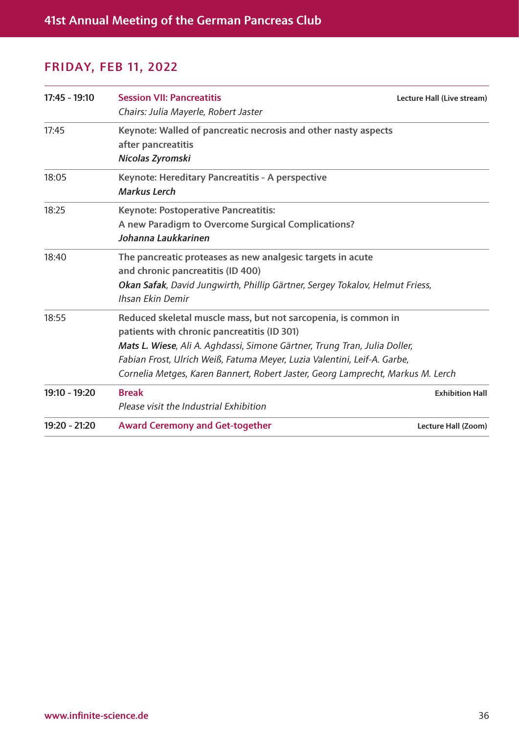## FRIDAY, FEB 11, 2022

| | | |
|---|---|---|
| **17:45 - 19:10** | **Session VII: Pancreatitis**<br>*Chairs: Julia Mayerle, Robert Jaster* | **Lecture Hall (Live stream)** |
| 17:45 | **Keynote: Walled of pancreatic necrosis and other nasty aspects after pancreatitis**<br>***Nicolas Zyromski*** | |
| 18:05 | **Keynote: Hereditary Pancreatitis - A perspective**<br>***Markus Lerch*** | |
| 18:25 | **Keynote: Postoperative Pancreatitis: A new Paradigm to Overcome Surgical Complications?**<br>***Johanna Laukkarinen*** | |
| 18:40 | **The pancreatic proteases as new analgesic targets in acute and chronic pancreatitis (ID 400)**<br>***Okan Safak***, *David Jungwirth, Phillip Gärtner, Sergey Tokalov, Helmut Friess, Ihsan Ekin Demir* | |
| 18:55 | **Reduced skeletal muscle mass, but not sarcopenia, is common in patients with chronic pancreatitis (ID 301)**<br>***Mats L. Wiese***, *Ali A. Aghdassi, Simone Gärtner, Trung Tran, Julia Doller, Fabian Frost, Ulrich Weiß, Fatuma Meyer, Luzia Valentini, Leif-A. Garbe, Cornelia Metges, Karen Bannert, Robert Jaster, Georg Lamprecht, Markus M. Lerch* | |
| **19:10 - 19:20** | **Break**<br>*Please visit the Industrial Exhibition* | **Exhibition Hall** |
| **19:20 - 21:20** | **Award Ceremony and Get-together** | **Lecture Hall (Zoom)** |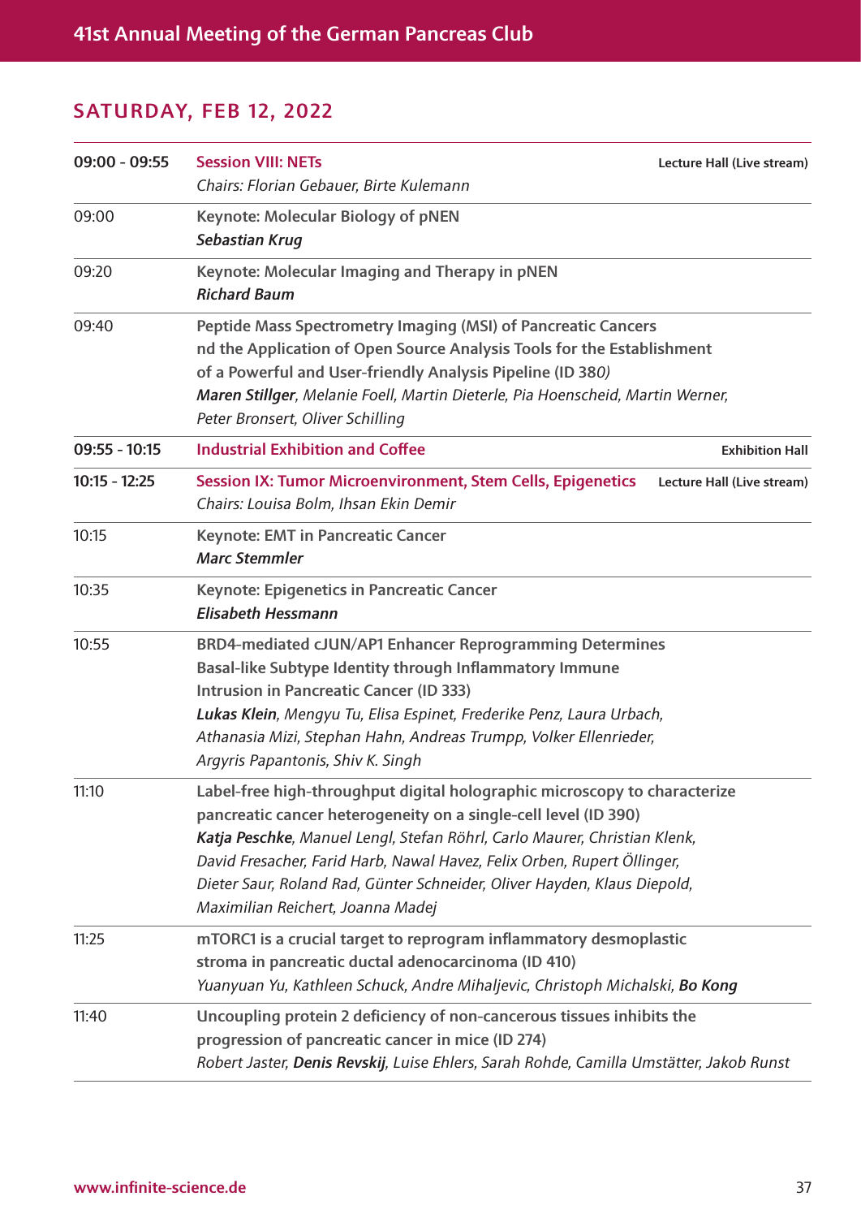## SATURDAY, FEB 12, 2022

| | | |
|---|---|---|
| **09:00 - 09:55** | **Session VIII: NETs**<br>*Chairs: Florian Gebauer, Birte Kulemann* | **Lecture Hall (Live stream)** |
| 09:00 | **Keynote: Molecular Biology of pNEN**<br>***Sebastian Krug*** | |
| 09:20 | **Keynote: Molecular Imaging and Therapy in pNEN**<br>***Richard Baum*** | |
| 09:40 | **Peptide Mass Spectrometry Imaging (MSI) of Pancreatic Cancers nd the Application of Open Source Analysis Tools for the Establishment of a Powerful and User-friendly Analysis Pipeline (ID 380)**<br>***Maren Stillger**, Melanie Foell, Martin Dieterle, Pia Hoenscheid, Martin Werner, Peter Bronsert, Oliver Schilling* | |
| **09:55 - 10:15** | **Industrial Exhibition and Coffee** | **Exhibition Hall** |
| **10:15 - 12:25** | **Session IX: Tumor Microenvironment, Stem Cells, Epigenetics**<br>*Chairs: Louisa Bolm, Ihsan Ekin Demir* | **Lecture Hall (Live stream)** |
| 10:15 | **Keynote: EMT in Pancreatic Cancer**<br>***Marc Stemmler*** | |
| 10:35 | **Keynote: Epigenetics in Pancreatic Cancer**<br>***Elisabeth Hessmann*** | |
| 10:55 | **BRD4-mediated cJUN/AP1 Enhancer Reprogramming Determines Basal-like Subtype Identity through Inflammatory Immune Intrusion in Pancreatic Cancer (ID 333)**<br>***Lukas Klein**, Mengyu Tu, Elisa Espinet, Frederike Penz, Laura Urbach, Athanasia Mizi, Stephan Hahn, Andreas Trumpp, Volker Ellenrieder, Argyris Papantonis, Shiv K. Singh* | |
| 11:10 | **Label-free high-throughput digital holographic microscopy to characterize pancreatic cancer heterogeneity on a single-cell level (ID 390)**<br>***Katja Peschke**, Manuel Lengl, Stefan Röhrl, Carlo Maurer, Christian Klenk, David Fresacher, Farid Harb, Nawal Havez, Felix Orben, Rupert Öllinger, Dieter Saur, Roland Rad, Günter Schneider, Oliver Hayden, Klaus Diepold, Maximilian Reichert, Joanna Madej* | |
| 11:25 | **mTORC1 is a crucial target to reprogram inflammatory desmoplastic stroma in pancreatic ductal adenocarcinoma (ID 410)**<br>*Yuanyuan Yu, Kathleen Schuck, Andre Mihaljevic, Christoph Michalski, **Bo Kong*** | |
| 11:40 | **Uncoupling protein 2 deficiency of non-cancerous tissues inhibits the progression of pancreatic cancer in mice (ID 274)**<br>*Robert Jaster, **Denis Revskij**, Luise Ehlers, Sarah Rohde, Camilla Umstätter, Jakob Runst* | |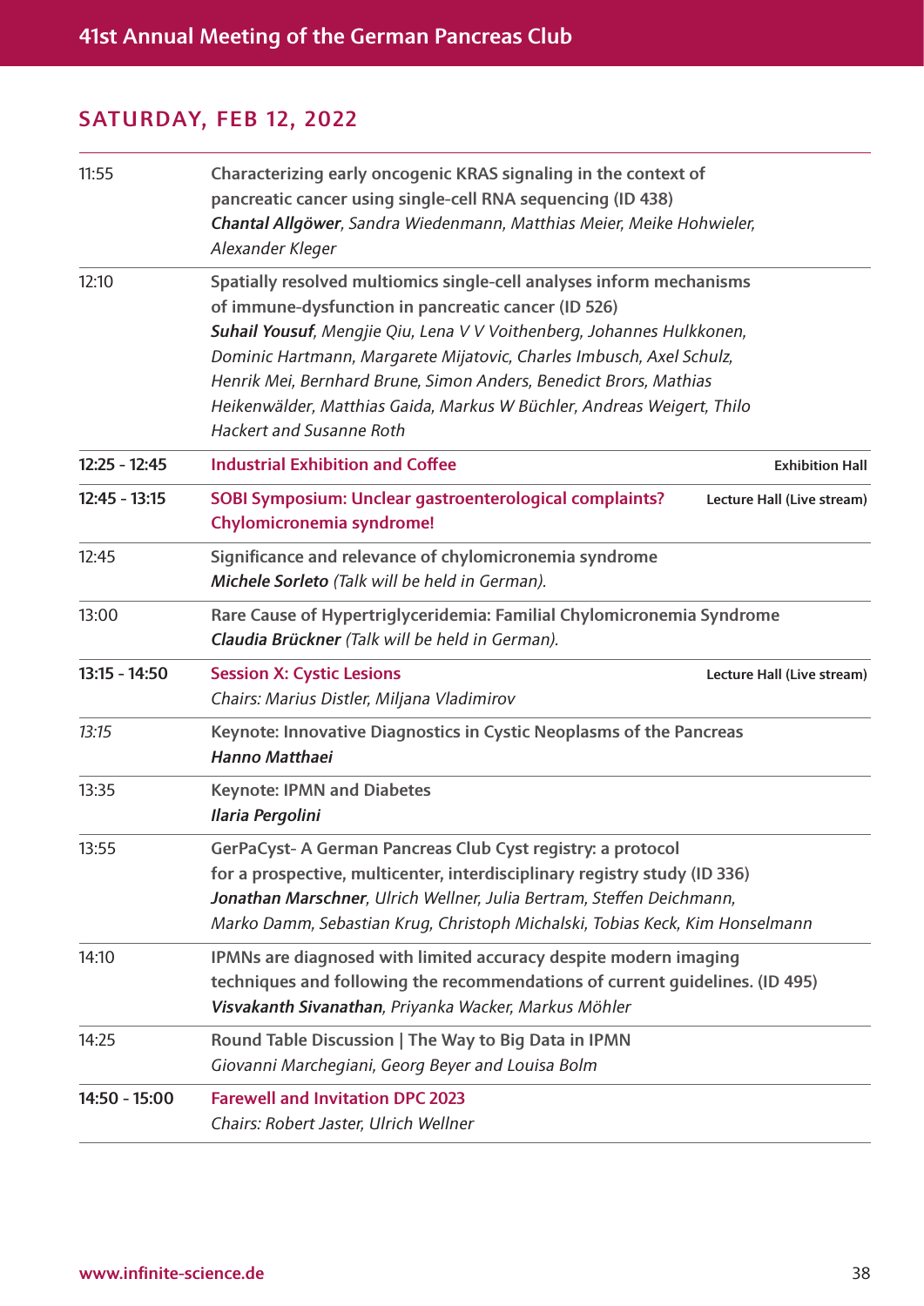## SATURDAY, FEB 12, 2022

| Time | Program | Location |
|---|---|---|
| 11:55 | **Characterizing early oncogenic KRAS signaling in the context of pancreatic cancer using single-cell RNA sequencing (ID 438)**<br>***Chantal Allgöwer***, *Sandra Wiedenmann, Matthias Meier, Meike Hohwieler, Alexander Kleger* | |
| 12:10 | **Spatially resolved multiomics single-cell analyses inform mechanisms of immune-dysfunction in pancreatic cancer (ID 526)**<br>***Suhail Yousuf***, *Mengjie Qiu, Lena V V Voithenberg, Johannes Hulkkonen, Dominic Hartmann, Margarete Mijatovic, Charles Imbusch, Axel Schulz, Henrik Mei, Bernhard Brune, Simon Anders, Benedict Brors, Mathias Heikenwälder, Matthias Gaida, Markus W Büchler, Andreas Weigert, Thilo Hackert and Susanne Roth* | |
| **12:25 - 12:45** | **Industrial Exhibition and Coffee** | **Exhibition Hall** |
| **12:45 - 13:15** | **SOBI Symposium: Unclear gastroenterological complaints? Chylomicronemia syndrome!** | **Lecture Hall (Live stream)** |
| 12:45 | **Significance and relevance of chylomicronemia syndrome**<br>***Michele Sorleto*** *(Talk will be held in German).* | |
| 13:00 | **Rare Cause of Hypertriglyceridemia: Familial Chylomicronemia Syndrome**<br>***Claudia Brückner*** *(Talk will be held in German).* | |
| **13:15 - 14:50** | **Session X: Cystic Lesions**<br>*Chairs: Marius Distler, Miljana Vladimirov* | **Lecture Hall (Live stream)** |
| *13:15* | **Keynote: Innovative Diagnostics in Cystic Neoplasms of the Pancreas**<br>***Hanno Matthaei*** | |
| 13:35 | **Keynote: IPMN and Diabetes**<br>***Ilaria Pergolini*** | |
| 13:55 | **GerPaCyst- A German Pancreas Club Cyst registry: a protocol for a prospective, multicenter, interdisciplinary registry study (ID 336)**<br>***Jonathan Marschner***, *Ulrich Wellner, Julia Bertram, Steffen Deichmann, Marko Damm, Sebastian Krug, Christoph Michalski, Tobias Keck, Kim Honselmann* | |
| 14:10 | **IPMNs are diagnosed with limited accuracy despite modern imaging techniques and following the recommendations of current guidelines. (ID 495)**<br>***Visvakanth Sivanathan***, *Priyanka Wacker, Markus Möhler* | |
| 14:25 | **Round Table Discussion \| The Way to Big Data in IPMN**<br>*Giovanni Marchegiani, Georg Beyer and Louisa Bolm* | |
| **14:50 - 15:00** | **Farewell and Invitation DPC 2023**<br>*Chairs: Robert Jaster, Ulrich Wellner* | |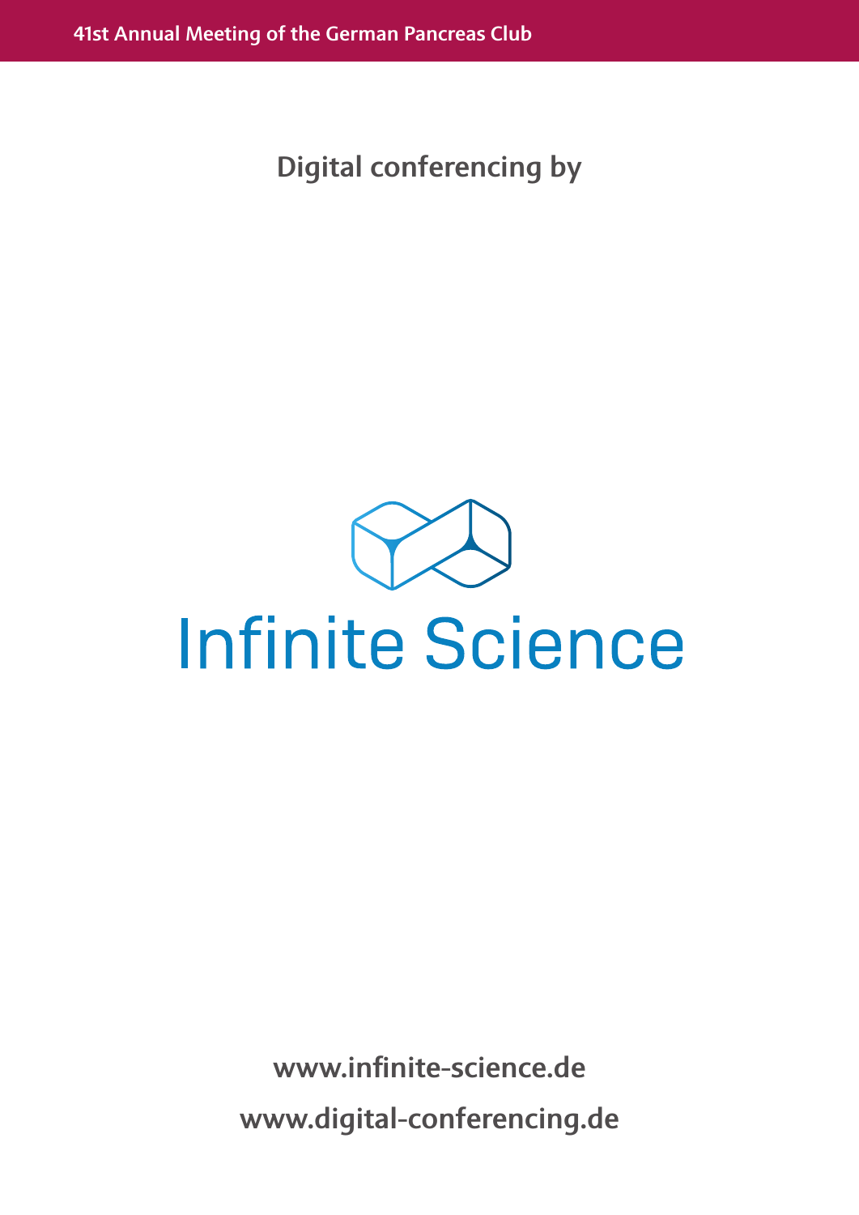Digital conferencing by

Infinite Science

www.infinite-science.de

www.digital-conferencing.de